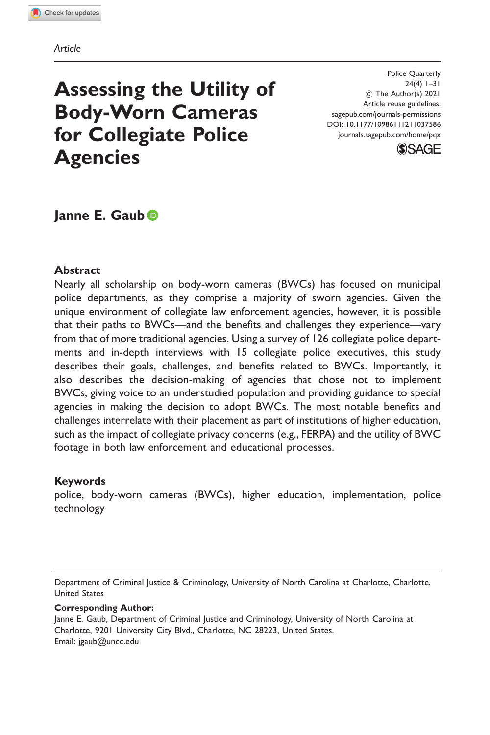*Article*

# Assessing the Utility of Body-Worn Cameras for Collegiate Police Agencies

Police Quarterly
24(4) 1–31
© The Author(s) 2021
Article reuse guidelines:
sagepub.com/journals-permissions
DOI: 10.1177/10986111211037586
journals.sagepub.com/home/pqx

**Janne E. Gaub**

## Abstract

Nearly all scholarship on body-worn cameras (BWCs) has focused on municipal police departments, as they comprise a majority of sworn agencies. Given the unique environment of collegiate law enforcement agencies, however, it is possible that their paths to BWCs—and the benefits and challenges they experience—vary from that of more traditional agencies. Using a survey of 126 collegiate police departments and in-depth interviews with 15 collegiate police executives, this study describes their goals, challenges, and benefits related to BWCs. Importantly, it also describes the decision-making of agencies that chose not to implement BWCs, giving voice to an understudied population and providing guidance to special agencies in making the decision to adopt BWCs. The most notable benefits and challenges interrelate with their placement as part of institutions of higher education, such as the impact of collegiate privacy concerns (e.g., FERPA) and the utility of BWC footage in both law enforcement and educational processes.

## Keywords

police, body-worn cameras (BWCs), higher education, implementation, police technology

Department of Criminal Justice & Criminology, University of North Carolina at Charlotte, Charlotte, United States

**Corresponding Author:**
Janne E. Gaub, Department of Criminal Justice and Criminology, University of North Carolina at Charlotte, 9201 University City Blvd., Charlotte, NC 28223, United States.
Email: jgaub@uncc.edu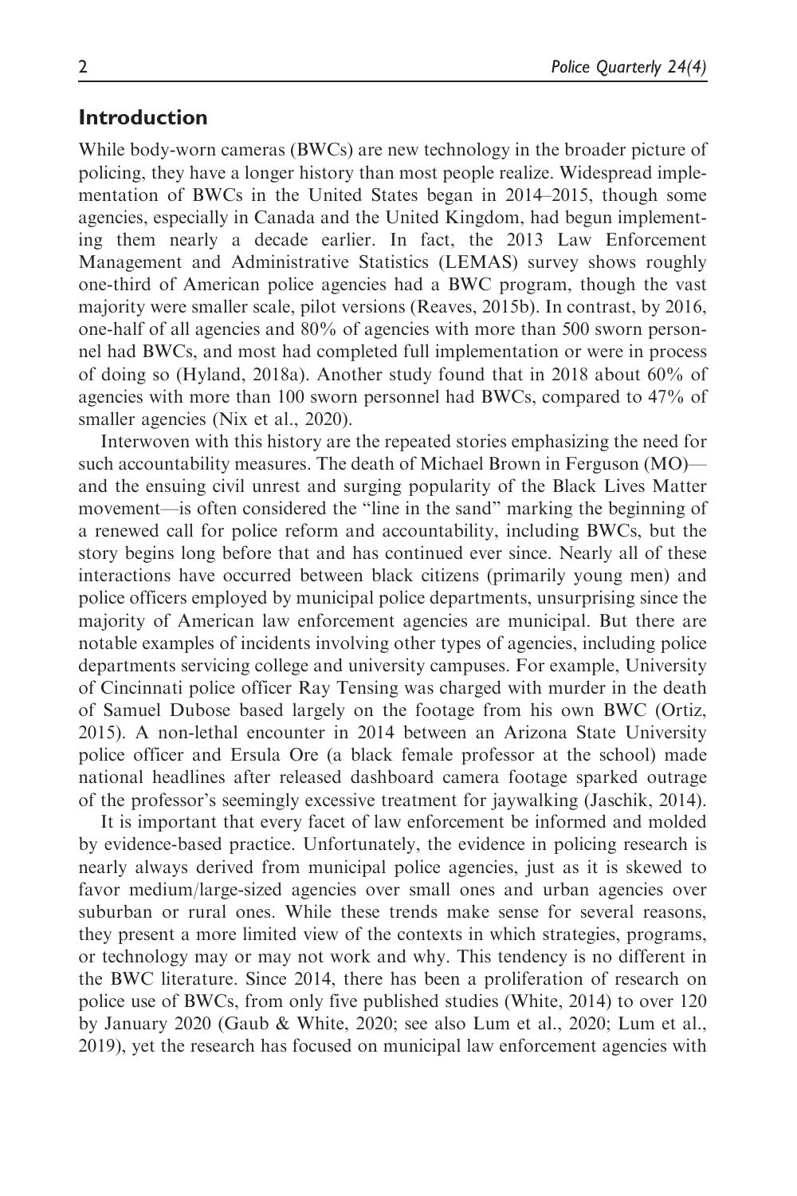## Introduction

While body-worn cameras (BWCs) are new technology in the broader picture of policing, they have a longer history than most people realize. Widespread implementation of BWCs in the United States began in 2014–2015, though some agencies, especially in Canada and the United Kingdom, had begun implementing them nearly a decade earlier. In fact, the 2013 Law Enforcement Management and Administrative Statistics (LEMAS) survey shows roughly one-third of American police agencies had a BWC program, though the vast majority were smaller scale, pilot versions (Reaves, 2015b). In contrast, by 2016, one-half of all agencies and 80% of agencies with more than 500 sworn personnel had BWCs, and most had completed full implementation or were in process of doing so (Hyland, 2018a). Another study found that in 2018 about 60% of agencies with more than 100 sworn personnel had BWCs, compared to 47% of smaller agencies (Nix et al., 2020).

Interwoven with this history are the repeated stories emphasizing the need for such accountability measures. The death of Michael Brown in Ferguson (MO)—and the ensuing civil unrest and surging popularity of the Black Lives Matter movement—is often considered the "line in the sand" marking the beginning of a renewed call for police reform and accountability, including BWCs, but the story begins long before that and has continued ever since. Nearly all of these interactions have occurred between black citizens (primarily young men) and police officers employed by municipal police departments, unsurprising since the majority of American law enforcement agencies are municipal. But there are notable examples of incidents involving other types of agencies, including police departments servicing college and university campuses. For example, University of Cincinnati police officer Ray Tensing was charged with murder in the death of Samuel Dubose based largely on the footage from his own BWC (Ortiz, 2015). A non-lethal encounter in 2014 between an Arizona State University police officer and Ersula Ore (a black female professor at the school) made national headlines after released dashboard camera footage sparked outrage of the professor's seemingly excessive treatment for jaywalking (Jaschik, 2014).

It is important that every facet of law enforcement be informed and molded by evidence-based practice. Unfortunately, the evidence in policing research is nearly always derived from municipal police agencies, just as it is skewed to favor medium/large-sized agencies over small ones and urban agencies over suburban or rural ones. While these trends make sense for several reasons, they present a more limited view of the contexts in which strategies, programs, or technology may or may not work and why. This tendency is no different in the BWC literature. Since 2014, there has been a proliferation of research on police use of BWCs, from only five published studies (White, 2014) to over 120 by January 2020 (Gaub & White, 2020; see also Lum et al., 2020; Lum et al., 2019), yet the research has focused on municipal law enforcement agencies with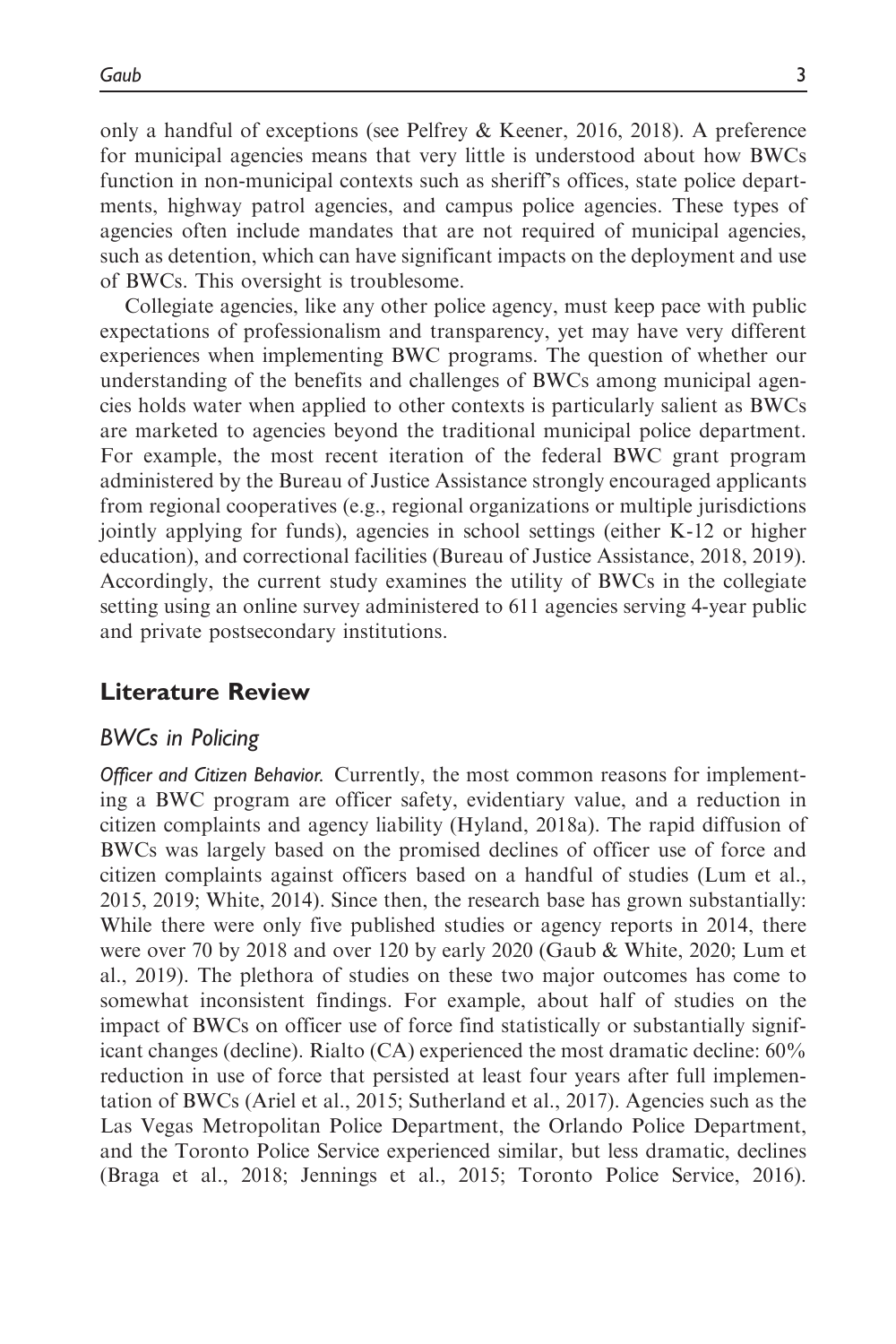only a handful of exceptions (see Pelfrey & Keener, 2016, 2018). A preference for municipal agencies means that very little is understood about how BWCs function in non-municipal contexts such as sheriff's offices, state police departments, highway patrol agencies, and campus police agencies. These types of agencies often include mandates that are not required of municipal agencies, such as detention, which can have significant impacts on the deployment and use of BWCs. This oversight is troublesome.

Collegiate agencies, like any other police agency, must keep pace with public expectations of professionalism and transparency, yet may have very different experiences when implementing BWC programs. The question of whether our understanding of the benefits and challenges of BWCs among municipal agencies holds water when applied to other contexts is particularly salient as BWCs are marketed to agencies beyond the traditional municipal police department. For example, the most recent iteration of the federal BWC grant program administered by the Bureau of Justice Assistance strongly encouraged applicants from regional cooperatives (e.g., regional organizations or multiple jurisdictions jointly applying for funds), agencies in school settings (either K-12 or higher education), and correctional facilities (Bureau of Justice Assistance, 2018, 2019). Accordingly, the current study examines the utility of BWCs in the collegiate setting using an online survey administered to 611 agencies serving 4-year public and private postsecondary institutions.

## Literature Review

### BWCs in Policing

*Officer and Citizen Behavior.* Currently, the most common reasons for implementing a BWC program are officer safety, evidentiary value, and a reduction in citizen complaints and agency liability (Hyland, 2018a). The rapid diffusion of BWCs was largely based on the promised declines of officer use of force and citizen complaints against officers based on a handful of studies (Lum et al., 2015, 2019; White, 2014). Since then, the research base has grown substantially: While there were only five published studies or agency reports in 2014, there were over 70 by 2018 and over 120 by early 2020 (Gaub & White, 2020; Lum et al., 2019). The plethora of studies on these two major outcomes has come to somewhat inconsistent findings. For example, about half of studies on the impact of BWCs on officer use of force find statistically or substantially significant changes (decline). Rialto (CA) experienced the most dramatic decline: 60% reduction in use of force that persisted at least four years after full implementation of BWCs (Ariel et al., 2015; Sutherland et al., 2017). Agencies such as the Las Vegas Metropolitan Police Department, the Orlando Police Department, and the Toronto Police Service experienced similar, but less dramatic, declines (Braga et al., 2018; Jennings et al., 2015; Toronto Police Service, 2016).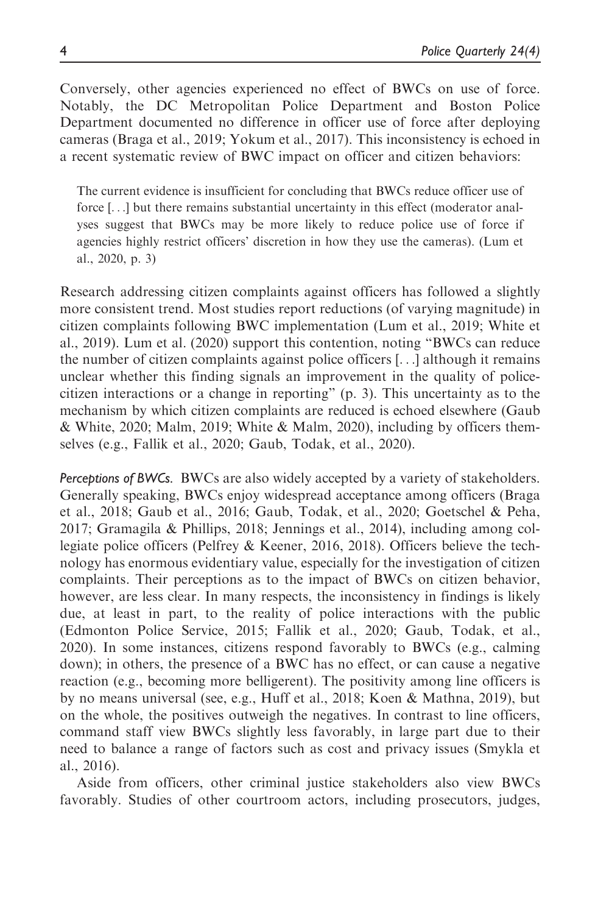Conversely, other agencies experienced no effect of BWCs on use of force. Notably, the DC Metropolitan Police Department and Boston Police Department documented no difference in officer use of force after deploying cameras (Braga et al., 2019; Yokum et al., 2017). This inconsistency is echoed in a recent systematic review of BWC impact on officer and citizen behaviors:

> The current evidence is insufficient for concluding that BWCs reduce officer use of force [...] but there remains substantial uncertainty in this effect (moderator analyses suggest that BWCs may be more likely to reduce police use of force if agencies highly restrict officers' discretion in how they use the cameras). (Lum et al., 2020, p. 3)

Research addressing citizen complaints against officers has followed a slightly more consistent trend. Most studies report reductions (of varying magnitude) in citizen complaints following BWC implementation (Lum et al., 2019; White et al., 2019). Lum et al. (2020) support this contention, noting "BWCs can reduce the number of citizen complaints against police officers [...] although it remains unclear whether this finding signals an improvement in the quality of police-citizen interactions or a change in reporting" (p. 3). This uncertainty as to the mechanism by which citizen complaints are reduced is echoed elsewhere (Gaub & White, 2020; Malm, 2019; White & Malm, 2020), including by officers themselves (e.g., Fallik et al., 2020; Gaub, Todak, et al., 2020).

*Perceptions of BWCs.* BWCs are also widely accepted by a variety of stakeholders. Generally speaking, BWCs enjoy widespread acceptance among officers (Braga et al., 2018; Gaub et al., 2016; Gaub, Todak, et al., 2020; Goetschel & Peha, 2017; Gramagila & Phillips, 2018; Jennings et al., 2014), including among collegiate police officers (Pelfrey & Keener, 2016, 2018). Officers believe the technology has enormous evidentiary value, especially for the investigation of citizen complaints. Their perceptions as to the impact of BWCs on citizen behavior, however, are less clear. In many respects, the inconsistency in findings is likely due, at least in part, to the reality of police interactions with the public (Edmonton Police Service, 2015; Fallik et al., 2020; Gaub, Todak, et al., 2020). In some instances, citizens respond favorably to BWCs (e.g., calming down); in others, the presence of a BWC has no effect, or can cause a negative reaction (e.g., becoming more belligerent). The positivity among line officers is by no means universal (see, e.g., Huff et al., 2018; Koen & Mathna, 2019), but on the whole, the positives outweigh the negatives. In contrast to line officers, command staff view BWCs slightly less favorably, in large part due to their need to balance a range of factors such as cost and privacy issues (Smykla et al., 2016).

Aside from officers, other criminal justice stakeholders also view BWCs favorably. Studies of other courtroom actors, including prosecutors, judges,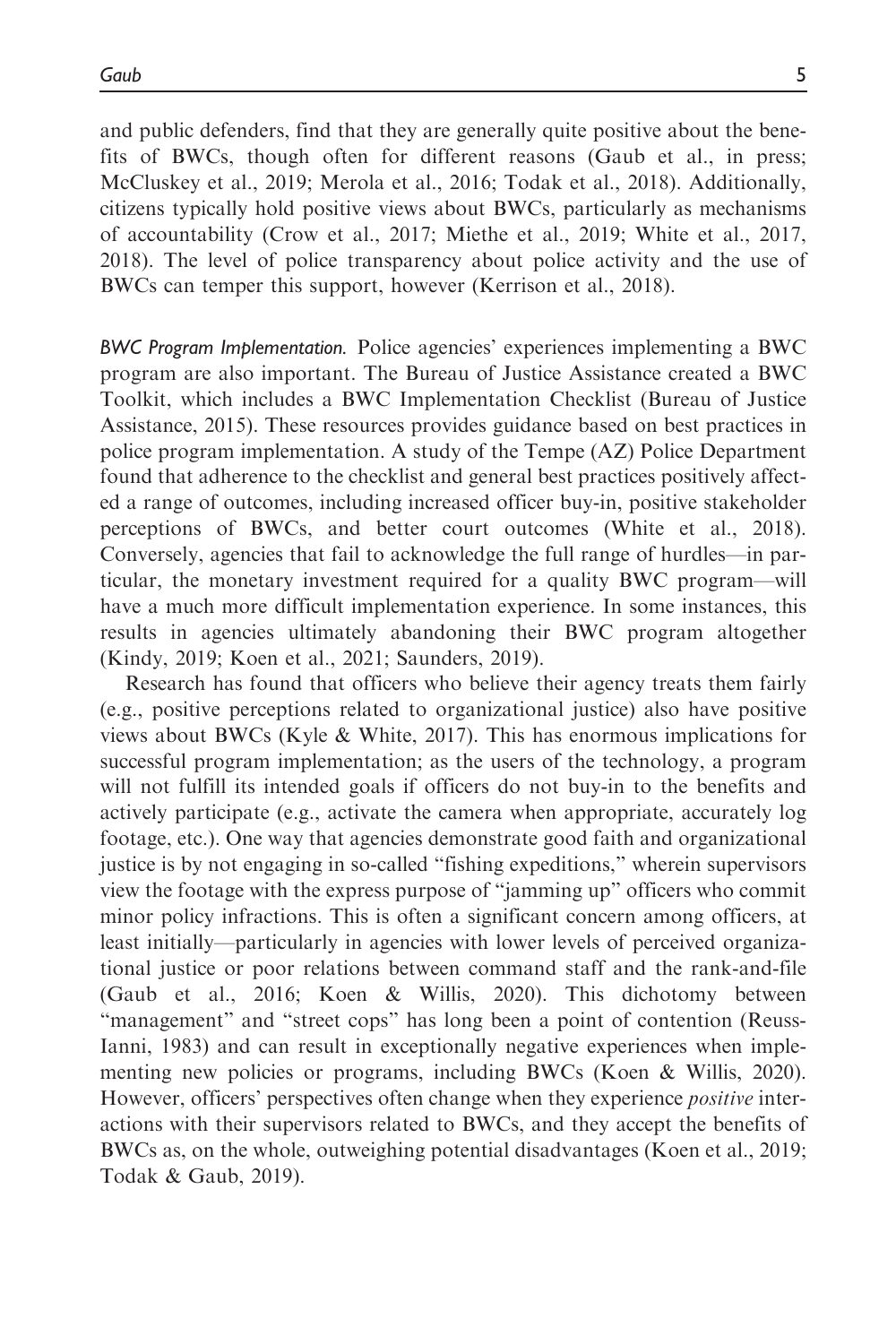and public defenders, find that they are generally quite positive about the benefits of BWCs, though often for different reasons (Gaub et al., in press; McCluskey et al., 2019; Merola et al., 2016; Todak et al., 2018). Additionally, citizens typically hold positive views about BWCs, particularly as mechanisms of accountability (Crow et al., 2017; Miethe et al., 2019; White et al., 2017, 2018). The level of police transparency about police activity and the use of BWCs can temper this support, however (Kerrison et al., 2018).

*BWC Program Implementation.* Police agencies' experiences implementing a BWC program are also important. The Bureau of Justice Assistance created a BWC Toolkit, which includes a BWC Implementation Checklist (Bureau of Justice Assistance, 2015). These resources provides guidance based on best practices in police program implementation. A study of the Tempe (AZ) Police Department found that adherence to the checklist and general best practices positively affected a range of outcomes, including increased officer buy-in, positive stakeholder perceptions of BWCs, and better court outcomes (White et al., 2018). Conversely, agencies that fail to acknowledge the full range of hurdles—in particular, the monetary investment required for a quality BWC program—will have a much more difficult implementation experience. In some instances, this results in agencies ultimately abandoning their BWC program altogether (Kindy, 2019; Koen et al., 2021; Saunders, 2019).

Research has found that officers who believe their agency treats them fairly (e.g., positive perceptions related to organizational justice) also have positive views about BWCs (Kyle & White, 2017). This has enormous implications for successful program implementation; as the users of the technology, a program will not fulfill its intended goals if officers do not buy-in to the benefits and actively participate (e.g., activate the camera when appropriate, accurately log footage, etc.). One way that agencies demonstrate good faith and organizational justice is by not engaging in so-called "fishing expeditions," wherein supervisors view the footage with the express purpose of "jamming up" officers who commit minor policy infractions. This is often a significant concern among officers, at least initially—particularly in agencies with lower levels of perceived organizational justice or poor relations between command staff and the rank-and-file (Gaub et al., 2016; Koen & Willis, 2020). This dichotomy between "management" and "street cops" has long been a point of contention (Reuss-Ianni, 1983) and can result in exceptionally negative experiences when implementing new policies or programs, including BWCs (Koen & Willis, 2020). However, officers' perspectives often change when they experience *positive* interactions with their supervisors related to BWCs, and they accept the benefits of BWCs as, on the whole, outweighing potential disadvantages (Koen et al., 2019; Todak & Gaub, 2019).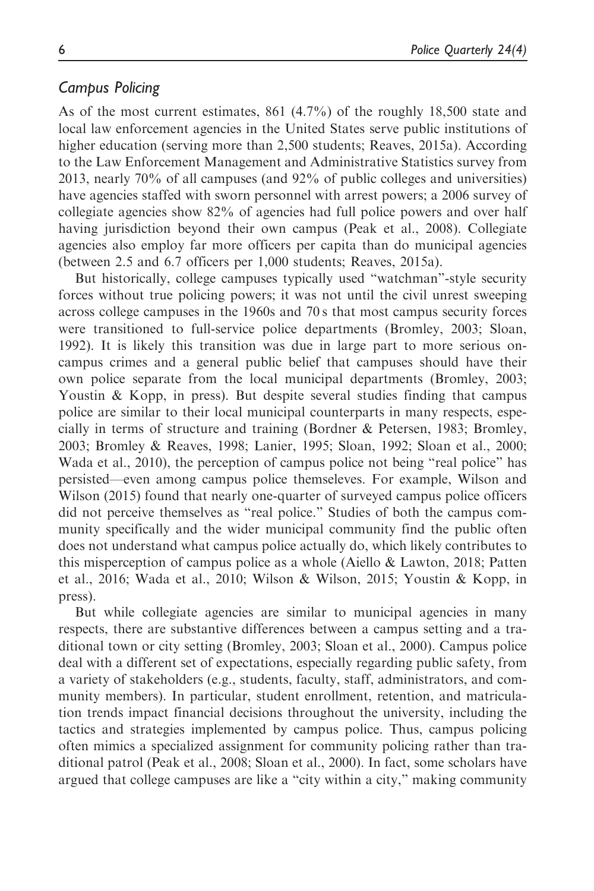## *Campus Policing*

As of the most current estimates, 861 (4.7%) of the roughly 18,500 state and local law enforcement agencies in the United States serve public institutions of higher education (serving more than 2,500 students; Reaves, 2015a). According to the Law Enforcement Management and Administrative Statistics survey from 2013, nearly 70% of all campuses (and 92% of public colleges and universities) have agencies staffed with sworn personnel with arrest powers; a 2006 survey of collegiate agencies show 82% of agencies had full police powers and over half having jurisdiction beyond their own campus (Peak et al., 2008). Collegiate agencies also employ far more officers per capita than do municipal agencies (between 2.5 and 6.7 officers per 1,000 students; Reaves, 2015a).

But historically, college campuses typically used "watchman"-style security forces without true policing powers; it was not until the civil unrest sweeping across college campuses in the 1960s and 70 s that most campus security forces were transitioned to full-service police departments (Bromley, 2003; Sloan, 1992). It is likely this transition was due in large part to more serious on-campus crimes and a general public belief that campuses should have their own police separate from the local municipal departments (Bromley, 2003; Youstin & Kopp, in press). But despite several studies finding that campus police are similar to their local municipal counterparts in many respects, especially in terms of structure and training (Bordner & Petersen, 1983; Bromley, 2003; Bromley & Reaves, 1998; Lanier, 1995; Sloan, 1992; Sloan et al., 2000; Wada et al., 2010), the perception of campus police not being "real police" has persisted—even among campus police themseleves. For example, Wilson and Wilson (2015) found that nearly one-quarter of surveyed campus police officers did not perceive themselves as "real police." Studies of both the campus community specifically and the wider municipal community find the public often does not understand what campus police actually do, which likely contributes to this misperception of campus police as a whole (Aiello & Lawton, 2018; Patten et al., 2016; Wada et al., 2010; Wilson & Wilson, 2015; Youstin & Kopp, in press).

But while collegiate agencies are similar to municipal agencies in many respects, there are substantive differences between a campus setting and a traditional town or city setting (Bromley, 2003; Sloan et al., 2000). Campus police deal with a different set of expectations, especially regarding public safety, from a variety of stakeholders (e.g., students, faculty, staff, administrators, and community members). In particular, student enrollment, retention, and matriculation trends impact financial decisions throughout the university, including the tactics and strategies implemented by campus police. Thus, campus policing often mimics a specialized assignment for community policing rather than traditional patrol (Peak et al., 2008; Sloan et al., 2000). In fact, some scholars have argued that college campuses are like a "city within a city," making community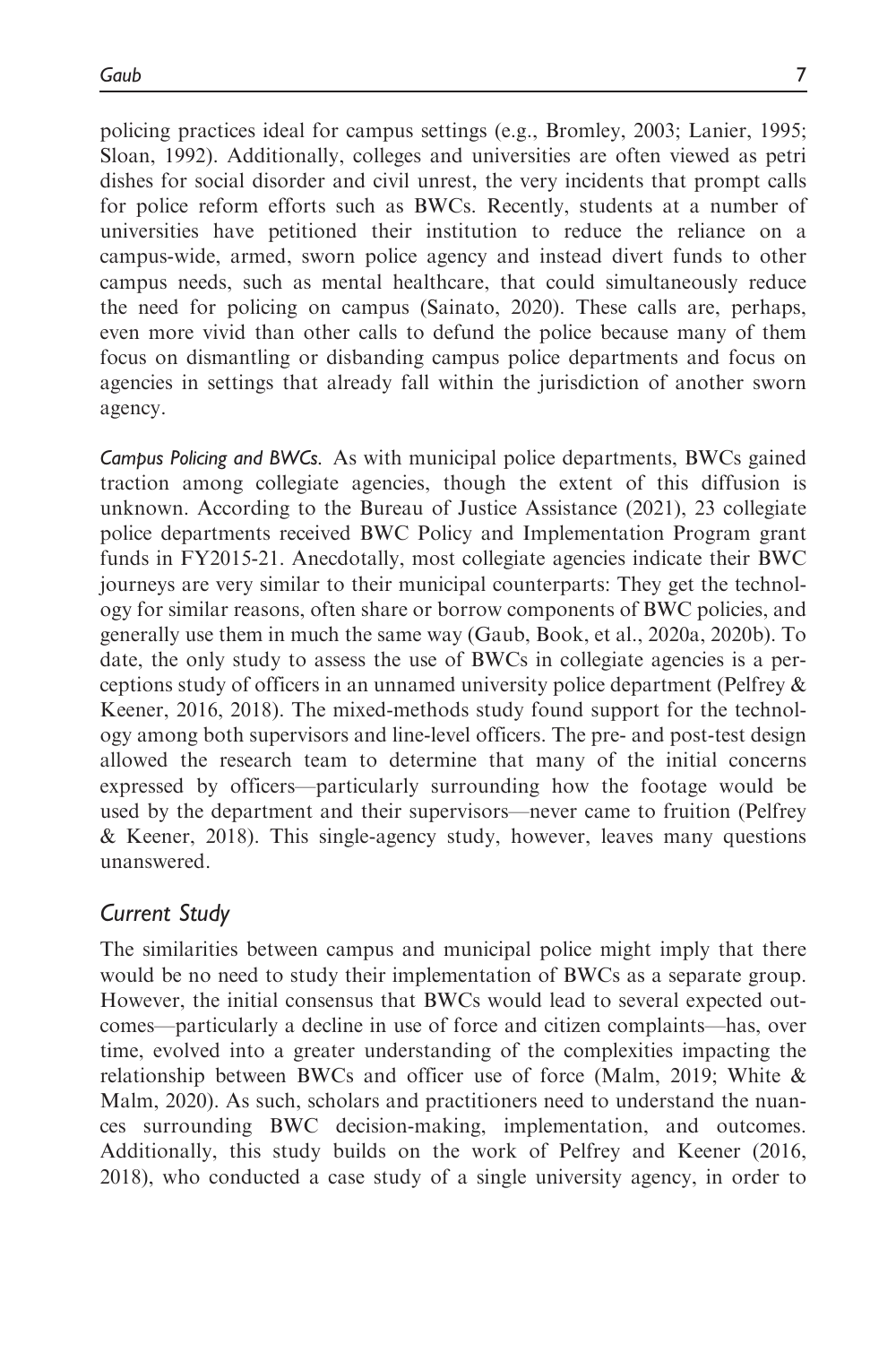policing practices ideal for campus settings (e.g., Bromley, 2003; Lanier, 1995; Sloan, 1992). Additionally, colleges and universities are often viewed as petri dishes for social disorder and civil unrest, the very incidents that prompt calls for police reform efforts such as BWCs. Recently, students at a number of universities have petitioned their institution to reduce the reliance on a campus-wide, armed, sworn police agency and instead divert funds to other campus needs, such as mental healthcare, that could simultaneously reduce the need for policing on campus (Sainato, 2020). These calls are, perhaps, even more vivid than other calls to defund the police because many of them focus on dismantling or disbanding campus police departments and focus on agencies in settings that already fall within the jurisdiction of another sworn agency.

*Campus Policing and BWCs.* As with municipal police departments, BWCs gained traction among collegiate agencies, though the extent of this diffusion is unknown. According to the Bureau of Justice Assistance (2021), 23 collegiate police departments received BWC Policy and Implementation Program grant funds in FY2015-21. Anecdotally, most collegiate agencies indicate their BWC journeys are very similar to their municipal counterparts: They get the technology for similar reasons, often share or borrow components of BWC policies, and generally use them in much the same way (Gaub, Book, et al., 2020a, 2020b). To date, the only study to assess the use of BWCs in collegiate agencies is a perceptions study of officers in an unnamed university police department (Pelfrey & Keener, 2016, 2018). The mixed-methods study found support for the technology among both supervisors and line-level officers. The pre- and post-test design allowed the research team to determine that many of the initial concerns expressed by officers—particularly surrounding how the footage would be used by the department and their supervisors—never came to fruition (Pelfrey & Keener, 2018). This single-agency study, however, leaves many questions unanswered.

## *Current Study*

The similarities between campus and municipal police might imply that there would be no need to study their implementation of BWCs as a separate group. However, the initial consensus that BWCs would lead to several expected outcomes—particularly a decline in use of force and citizen complaints—has, over time, evolved into a greater understanding of the complexities impacting the relationship between BWCs and officer use of force (Malm, 2019; White & Malm, 2020). As such, scholars and practitioners need to understand the nuances surrounding BWC decision-making, implementation, and outcomes. Additionally, this study builds on the work of Pelfrey and Keener (2016, 2018), who conducted a case study of a single university agency, in order to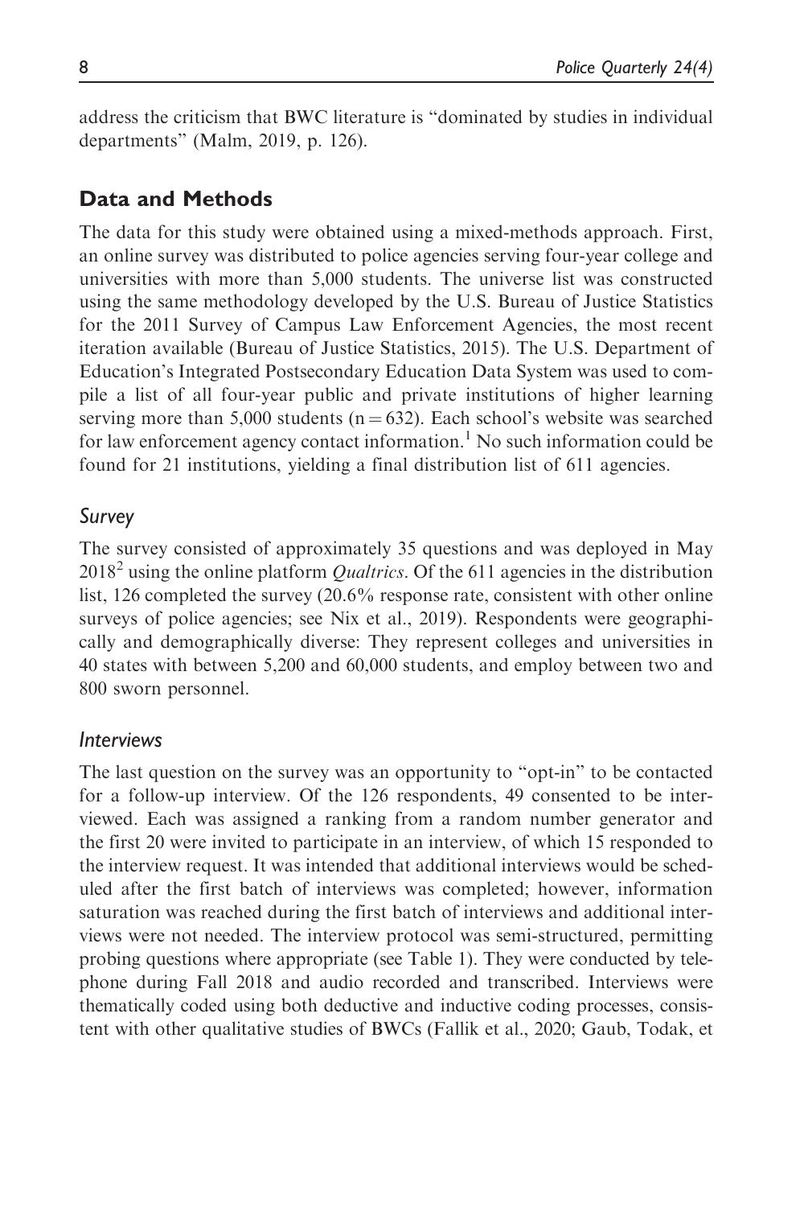address the criticism that BWC literature is "dominated by studies in individual departments" (Malm, 2019, p. 126).

## Data and Methods

The data for this study were obtained using a mixed-methods approach. First, an online survey was distributed to police agencies serving four-year college and universities with more than 5,000 students. The universe list was constructed using the same methodology developed by the U.S. Bureau of Justice Statistics for the 2011 Survey of Campus Law Enforcement Agencies, the most recent iteration available (Bureau of Justice Statistics, 2015). The U.S. Department of Education's Integrated Postsecondary Education Data System was used to compile a list of all four-year public and private institutions of higher learning serving more than 5,000 students (n = 632). Each school's website was searched for law enforcement agency contact information.[1] No such information could be found for 21 institutions, yielding a final distribution list of 611 agencies.

### *Survey*

The survey consisted of approximately 35 questions and was deployed in May 2018[2] using the online platform *Qualtrics*. Of the 611 agencies in the distribution list, 126 completed the survey (20.6% response rate, consistent with other online surveys of police agencies; see Nix et al., 2019). Respondents were geographically and demographically diverse: They represent colleges and universities in 40 states with between 5,200 and 60,000 students, and employ between two and 800 sworn personnel.

### *Interviews*

The last question on the survey was an opportunity to "opt-in" to be contacted for a follow-up interview. Of the 126 respondents, 49 consented to be interviewed. Each was assigned a ranking from a random number generator and the first 20 were invited to participate in an interview, of which 15 responded to the interview request. It was intended that additional interviews would be scheduled after the first batch of interviews was completed; however, information saturation was reached during the first batch of interviews and additional interviews were not needed. The interview protocol was semi-structured, permitting probing questions where appropriate (see Table 1). They were conducted by telephone during Fall 2018 and audio recorded and transcribed. Interviews were thematically coded using both deductive and inductive coding processes, consistent with other qualitative studies of BWCs (Fallik et al., 2020; Gaub, Todak, et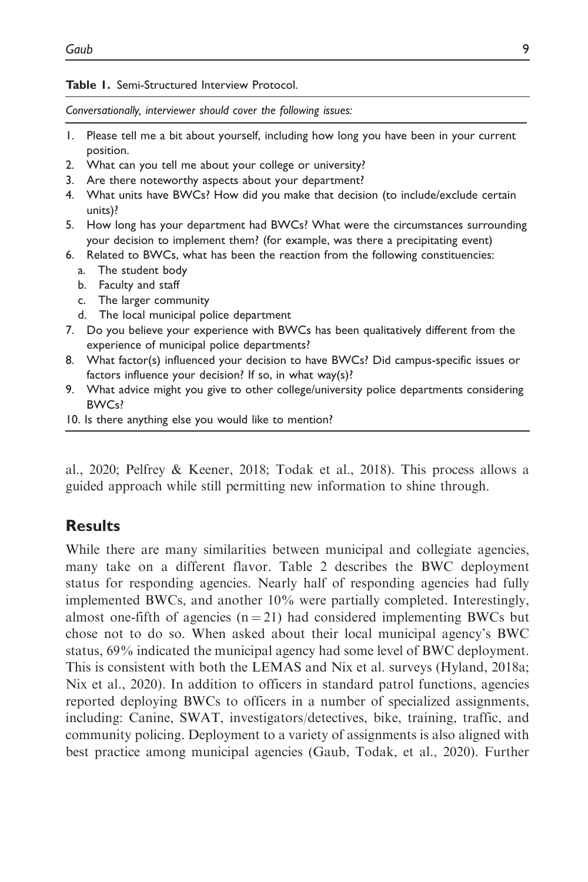**Table 1.** Semi-Structured Interview Protocol.

*Conversationally, interviewer should cover the following issues:*

1. Please tell me a bit about yourself, including how long you have been in your current position.
2. What can you tell me about your college or university?
3. Are there noteworthy aspects about your department?
4. What units have BWCs? How did you make that decision (to include/exclude certain units)?
5. How long has your department had BWCs? What were the circumstances surrounding your decision to implement them? (for example, was there a precipitating event)
6. Related to BWCs, what has been the reaction from the following constituencies:
   a. The student body
   b. Faculty and staff
   c. The larger community
   d. The local municipal police department
7. Do you believe your experience with BWCs has been qualitatively different from the experience of municipal police departments?
8. What factor(s) influenced your decision to have BWCs? Did campus-specific issues or factors influence your decision? If so, in what way(s)?
9. What advice might you give to other college/university police departments considering BWCs?
10. Is there anything else you would like to mention?

al., 2020; Pelfrey & Keener, 2018; Todak et al., 2018). This process allows a guided approach while still permitting new information to shine through.

## Results

While there are many similarities between municipal and collegiate agencies, many take on a different flavor. Table 2 describes the BWC deployment status for responding agencies. Nearly half of responding agencies had fully implemented BWCs, and another 10% were partially completed. Interestingly, almost one-fifth of agencies ($n = 21$) had considered implementing BWCs but chose not to do so. When asked about their local municipal agency's BWC status, 69% indicated the municipal agency had some level of BWC deployment. This is consistent with both the LEMAS and Nix et al. surveys (Hyland, 2018a; Nix et al., 2020). In addition to officers in standard patrol functions, agencies reported deploying BWCs to officers in a number of specialized assignments, including: Canine, SWAT, investigators/detectives, bike, training, traffic, and community policing. Deployment to a variety of assignments is also aligned with best practice among municipal agencies (Gaub, Todak, et al., 2020). Further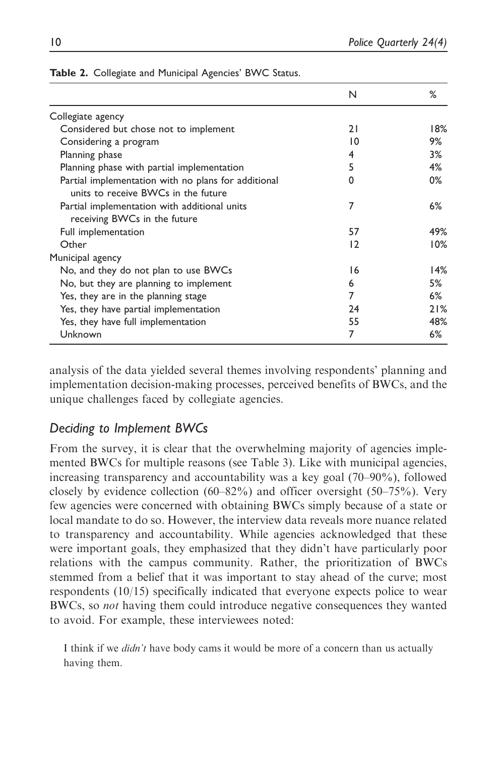**Table 2.** Collegiate and Municipal Agencies' BWC Status.

| | N | % |
|---|---|---|
| Collegiate agency | | |
| Considered but chose not to implement | 21 | 18% |
| Considering a program | 10 | 9% |
| Planning phase | 4 | 3% |
| Planning phase with partial implementation | 5 | 4% |
| Partial implementation with no plans for additional units to receive BWCs in the future | 0 | 0% |
| Partial implementation with additional units receiving BWCs in the future | 7 | 6% |
| Full implementation | 57 | 49% |
| Other | 12 | 10% |
| Municipal agency | | |
| No, and they do not plan to use BWCs | 16 | 14% |
| No, but they are planning to implement | 6 | 5% |
| Yes, they are in the planning stage | 7 | 6% |
| Yes, they have partial implementation | 24 | 21% |
| Yes, they have full implementation | 55 | 48% |
| Unknown | 7 | 6% |

analysis of the data yielded several themes involving respondents' planning and implementation decision-making processes, perceived benefits of BWCs, and the unique challenges faced by collegiate agencies.

## *Deciding to Implement BWCs*

From the survey, it is clear that the overwhelming majority of agencies implemented BWCs for multiple reasons (see Table 3). Like with municipal agencies, increasing transparency and accountability was a key goal (70–90%), followed closely by evidence collection (60–82%) and officer oversight (50–75%). Very few agencies were concerned with obtaining BWCs simply because of a state or local mandate to do so. However, the interview data reveals more nuance related to transparency and accountability. While agencies acknowledged that these were important goals, they emphasized that they didn't have particularly poor relations with the campus community. Rather, the prioritization of BWCs stemmed from a belief that it was important to stay ahead of the curve; most respondents (10/15) specifically indicated that everyone expects police to wear BWCs, so *not* having them could introduce negative consequences they wanted to avoid. For example, these interviewees noted:

> I think if we *didn't* have body cams it would be more of a concern than us actually having them.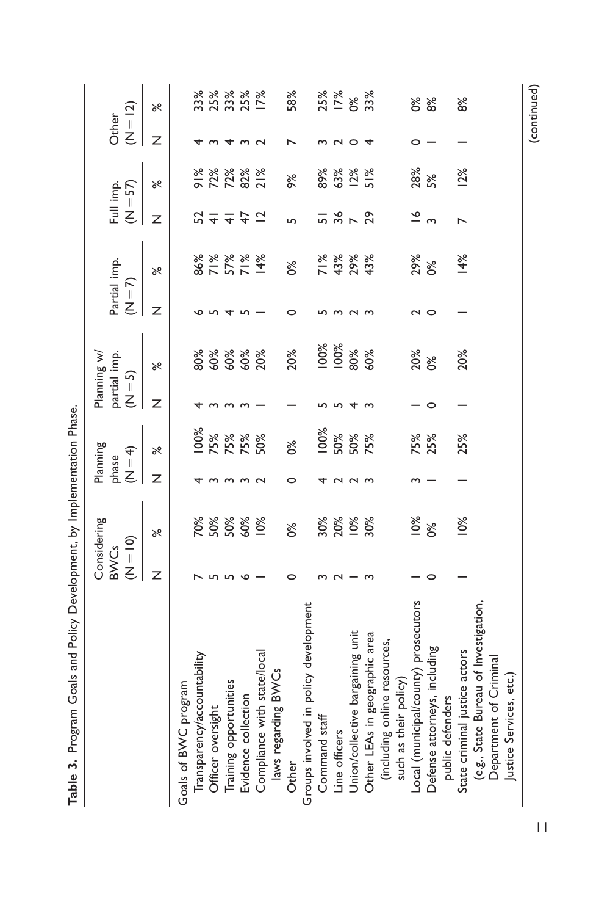**Table 3.** Program Goals and Policy Development, by Implementation Phase.

| | Considering BWCs (N = 10) | | Planning phase (N = 4) | | Planning w/ partial imp. (N = 5) | | Partial imp. (N = 7) | | Full imp. (N = 57) | | Other (N = 12) | |
|---|---|---|---|---|---|---|---|---|---|---|---|---|
| | N | % | N | % | N | % | N | % | N | % | N | % |
| Goals of BWC program | | | | | | | | | | | | |
| Transparency/accountability | 7 | 70% | 4 | 100% | 4 | 80% | 6 | 86% | 52 | 91% | 4 | 33% |
| Officer oversight | 5 | 50% | 3 | 75% | 3 | 60% | 5 | 71% | 41 | 72% | 3 | 25% |
| Training opportunities | 5 | 50% | 3 | 75% | 3 | 60% | 4 | 57% | 41 | 72% | 4 | 33% |
| Evidence collection | 6 | 60% | 3 | 75% | 3 | 60% | 5 | 71% | 47 | 82% | 3 | 25% |
| Compliance with state/local laws regarding BWCs | 1 | 10% | 2 | 50% | 1 | 20% | 1 | 14% | 12 | 21% | 2 | 17% |
| Other | 0 | 0% | 0 | 0% | 1 | 20% | 0 | 0% | 5 | 9% | 7 | 58% |
| Groups involved in policy development | | | | | | | | | | | | |
| Command staff | 3 | 30% | 4 | 100% | 5 | 100% | 5 | 71% | 51 | 89% | 3 | 25% |
| Line officers | 2 | 20% | 2 | 50% | 5 | 100% | 3 | 43% | 36 | 63% | 2 | 17% |
| Union/collective bargaining unit | 1 | 10% | 2 | 50% | 4 | 80% | 2 | 29% | 7 | 12% | 0 | 0% |
| Other LEAs in geographic area (including online resources, such as their policy) | 3 | 30% | 3 | 75% | 3 | 60% | 3 | 43% | 29 | 51% | 4 | 33% |
| Local (municipal/county) prosecutors | 1 | 10% | 3 | 75% | 1 | 20% | 2 | 29% | 16 | 28% | 0 | 0% |
| Defense attorneys, including public defenders | 0 | 0% | 1 | 25% | 0 | 0% | 0 | 0% | 3 | 5% | 1 | 8% |
| State criminal justice actors (e.g., State Bureau of Investigation, Department of Criminal Justice Services, etc.) | 1 | 10% | 1 | 25% | 1 | 20% | 1 | 14% | 7 | 12% | 1 | 8% |

(continued)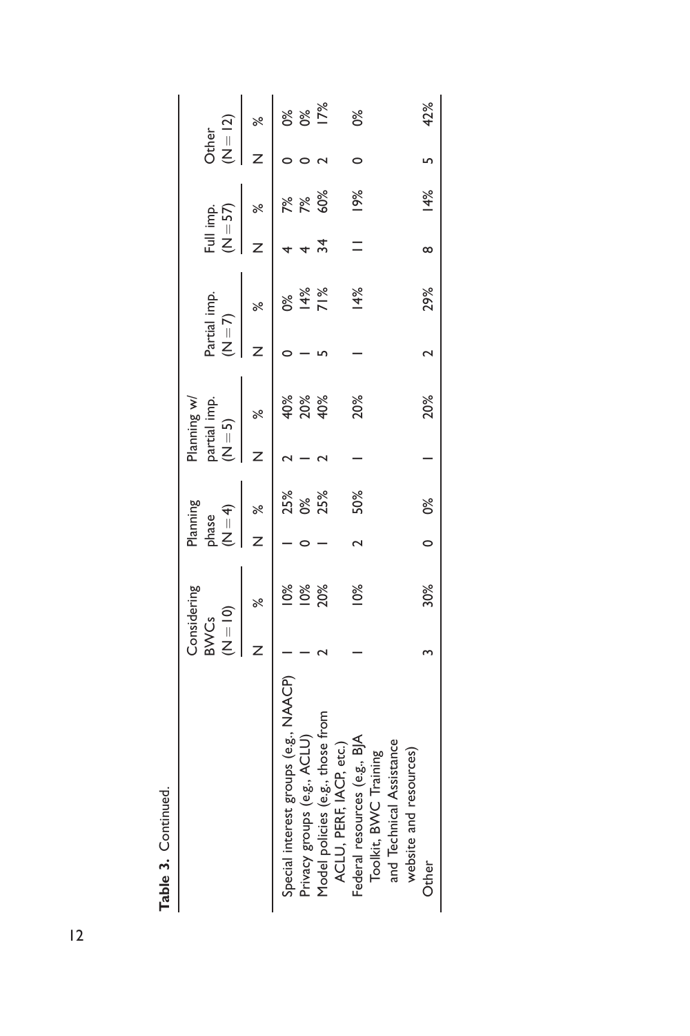**Table 3.** Continued.

| | Considering BWCs (N = 10) | | Planning phase (N = 4) | | Planning w/ partial imp. (N = 5) | | Partial imp. (N = 7) | | Full imp. (N = 57) | | Other (N = 12) | |
|---|---|---|---|---|---|---|---|---|---|---|---|---|
| | N | % | N | % | N | % | N | % | N | % | N | % |
| Special interest groups (e.g., NAACP) | 1 | 10% | 1 | 25% | 2 | 40% | 0 | 0% | 4 | 7% | 0 | 0% |
| Privacy groups (e.g., ACLU) | 1 | 10% | 0 | 0% | 1 | 20% | 1 | 14% | 4 | 7% | 0 | 0% |
| Model policies (e.g., those from ACLU, PERF, IACP, etc.) | 2 | 20% | 1 | 25% | 2 | 40% | 5 | 71% | 34 | 60% | 2 | 17% |
| Federal resources (e.g., BJA Toolkit, BWC Training and Technical Assistance website and resources) | 1 | 10% | 2 | 50% | 1 | 20% | 1 | 14% | 11 | 19% | 0 | 0% |
| Other | 3 | 30% | 0 | 0% | 1 | 20% | 2 | 29% | 8 | 14% | 5 | 42% |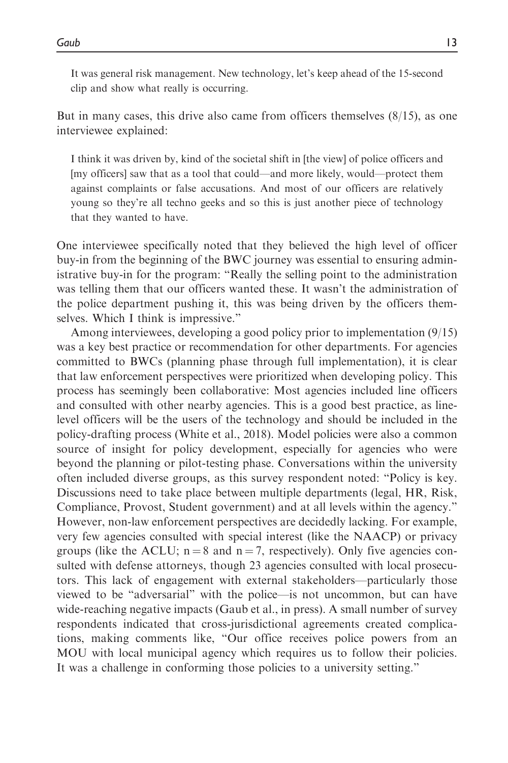> It was general risk management. New technology, let's keep ahead of the 15-second clip and show what really is occurring.

But in many cases, this drive also came from officers themselves (8/15), as one interviewee explained:

> I think it was driven by, kind of the societal shift in [the view] of police officers and [my officers] saw that as a tool that could—and more likely, would—protect them against complaints or false accusations. And most of our officers are relatively young so they're all techno geeks and so this is just another piece of technology that they wanted to have.

One interviewee specifically noted that they believed the high level of officer buy-in from the beginning of the BWC journey was essential to ensuring administrative buy-in for the program: "Really the selling point to the administration was telling them that our officers wanted these. It wasn't the administration of the police department pushing it, this was being driven by the officers themselves. Which I think is impressive."

Among interviewees, developing a good policy prior to implementation (9/15) was a key best practice or recommendation for other departments. For agencies committed to BWCs (planning phase through full implementation), it is clear that law enforcement perspectives were prioritized when developing policy. This process has seemingly been collaborative: Most agencies included line officers and consulted with other nearby agencies. This is a good best practice, as line-level officers will be the users of the technology and should be included in the policy-drafting process (White et al., 2018). Model policies were also a common source of insight for policy development, especially for agencies who were beyond the planning or pilot-testing phase. Conversations within the university often included diverse groups, as this survey respondent noted: "Policy is key. Discussions need to take place between multiple departments (legal, HR, Risk, Compliance, Provost, Student government) and at all levels within the agency." However, non-law enforcement perspectives are decidedly lacking. For example, very few agencies consulted with special interest (like the NAACP) or privacy groups (like the ACLU; $n = 8$ and $n = 7$, respectively). Only five agencies consulted with defense attorneys, though 23 agencies consulted with local prosecutors. This lack of engagement with external stakeholders—particularly those viewed to be "adversarial" with the police—is not uncommon, but can have wide-reaching negative impacts (Gaub et al., in press). A small number of survey respondents indicated that cross-jurisdictional agreements created complications, making comments like, "Our office receives police powers from an MOU with local municipal agency which requires us to follow their policies. It was a challenge in conforming those policies to a university setting."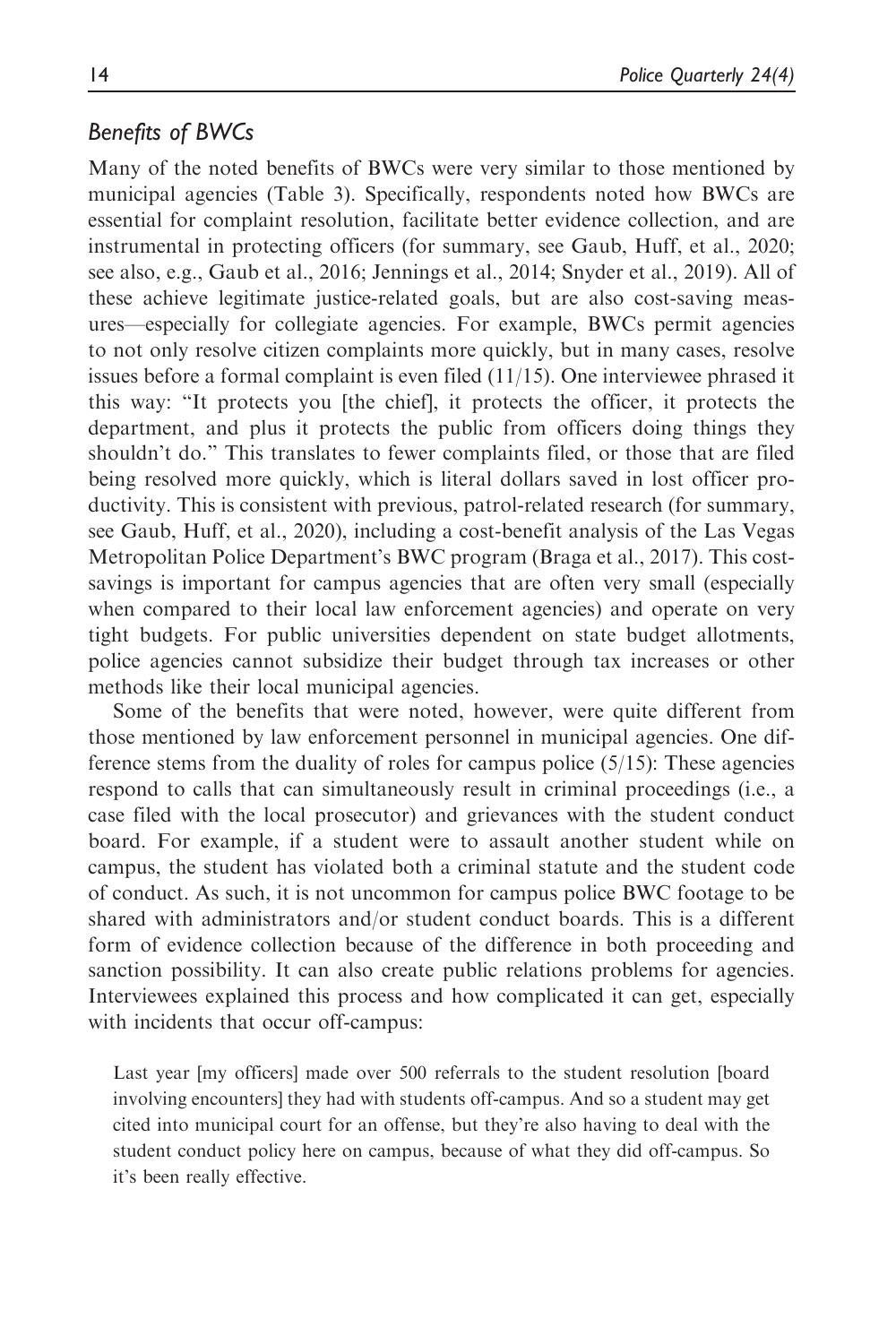### *Benefits of BWCs*

Many of the noted benefits of BWCs were very similar to those mentioned by municipal agencies (Table 3). Specifically, respondents noted how BWCs are essential for complaint resolution, facilitate better evidence collection, and are instrumental in protecting officers (for summary, see Gaub, Huff, et al., 2020; see also, e.g., Gaub et al., 2016; Jennings et al., 2014; Snyder et al., 2019). All of these achieve legitimate justice-related goals, but are also cost-saving measures—especially for collegiate agencies. For example, BWCs permit agencies to not only resolve citizen complaints more quickly, but in many cases, resolve issues before a formal complaint is even filed (11/15). One interviewee phrased it this way: "It protects you [the chief], it protects the officer, it protects the department, and plus it protects the public from officers doing things they shouldn't do." This translates to fewer complaints filed, or those that are filed being resolved more quickly, which is literal dollars saved in lost officer productivity. This is consistent with previous, patrol-related research (for summary, see Gaub, Huff, et al., 2020), including a cost-benefit analysis of the Las Vegas Metropolitan Police Department's BWC program (Braga et al., 2017). This cost-savings is important for campus agencies that are often very small (especially when compared to their local law enforcement agencies) and operate on very tight budgets. For public universities dependent on state budget allotments, police agencies cannot subsidize their budget through tax increases or other methods like their local municipal agencies.

Some of the benefits that were noted, however, were quite different from those mentioned by law enforcement personnel in municipal agencies. One difference stems from the duality of roles for campus police (5/15): These agencies respond to calls that can simultaneously result in criminal proceedings (i.e., a case filed with the local prosecutor) and grievances with the student conduct board. For example, if a student were to assault another student while on campus, the student has violated both a criminal statute and the student code of conduct. As such, it is not uncommon for campus police BWC footage to be shared with administrators and/or student conduct boards. This is a different form of evidence collection because of the difference in both proceeding and sanction possibility. It can also create public relations problems for agencies. Interviewees explained this process and how complicated it can get, especially with incidents that occur off-campus:

> Last year [my officers] made over 500 referrals to the student resolution [board involving encounters] they had with students off-campus. And so a student may get cited into municipal court for an offense, but they're also having to deal with the student conduct policy here on campus, because of what they did off-campus. So it's been really effective.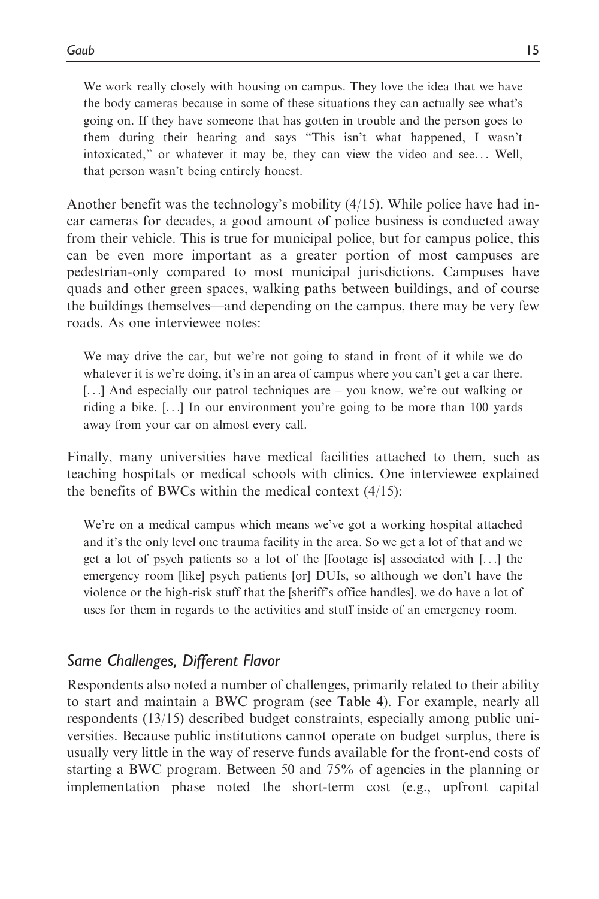> We work really closely with housing on campus. They love the idea that we have the body cameras because in some of these situations they can actually see what's going on. If they have someone that has gotten in trouble and the person goes to them during their hearing and says "This isn't what happened, I wasn't intoxicated," or whatever it may be, they can view the video and see... Well, that person wasn't being entirely honest.

Another benefit was the technology's mobility (4/15). While police have had in-car cameras for decades, a good amount of police business is conducted away from their vehicle. This is true for municipal police, but for campus police, this can be even more important as a greater portion of most campuses are pedestrian-only compared to most municipal jurisdictions. Campuses have quads and other green spaces, walking paths between buildings, and of course the buildings themselves—and depending on the campus, there may be very few roads. As one interviewee notes:

> We may drive the car, but we're not going to stand in front of it while we do whatever it is we're doing, it's in an area of campus where you can't get a car there. [...] And especially our patrol techniques are – you know, we're out walking or riding a bike. [...] In our environment you're going to be more than 100 yards away from your car on almost every call.

Finally, many universities have medical facilities attached to them, such as teaching hospitals or medical schools with clinics. One interviewee explained the benefits of BWCs within the medical context (4/15):

> We're on a medical campus which means we've got a working hospital attached and it's the only level one trauma facility in the area. So we get a lot of that and we get a lot of psych patients so a lot of the [footage is] associated with [...] the emergency room [like] psych patients [or] DUIs, so although we don't have the violence or the high-risk stuff that the [sheriff's office handles], we do have a lot of uses for them in regards to the activities and stuff inside of an emergency room.

### *Same Challenges, Different Flavor*

Respondents also noted a number of challenges, primarily related to their ability to start and maintain a BWC program (see Table 4). For example, nearly all respondents (13/15) described budget constraints, especially among public universities. Because public institutions cannot operate on budget surplus, there is usually very little in the way of reserve funds available for the front-end costs of starting a BWC program. Between 50 and 75% of agencies in the planning or implementation phase noted the short-term cost (e.g., upfront capital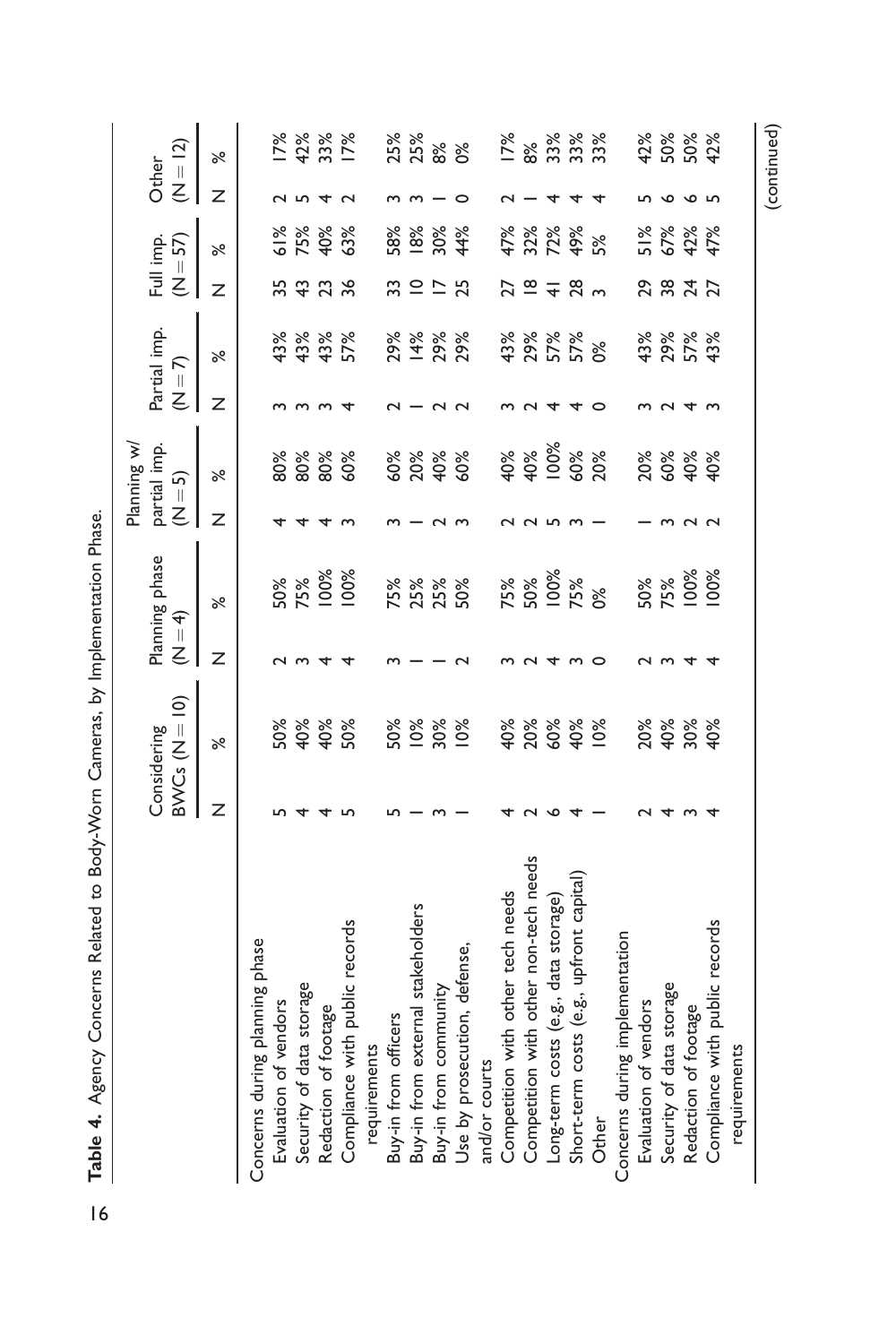**Table 4.** Agency Concerns Related to Body-Worn Cameras, by Implementation Phase.

| | Considering BWCs (N = 10) | | Planning phase (N = 4) | | Planning w/ partial imp. (N = 5) | | Partial imp. (N = 7) | | Full imp. (N = 57) | | Other (N = 12) | |
|---|---|---|---|---|---|---|---|---|---|---|---|---|
| | N | % | N | % | N | % | N | % | N | % | N | % |
| Concerns during planning phase | | | | | | | | | | | | |
| Evaluation of vendors | 5 | 50% | 2 | 50% | 4 | 80% | 3 | 43% | 35 | 61% | 2 | 17% |
| Security of data storage | 4 | 40% | 3 | 75% | 4 | 80% | 3 | 43% | 43 | 75% | 5 | 42% |
| Redaction of footage | 4 | 40% | 4 | 100% | 4 | 80% | 3 | 43% | 23 | 40% | 4 | 33% |
| Compliance with public records requirements | 5 | 50% | 4 | 100% | 3 | 60% | 4 | 57% | 36 | 63% | 2 | 17% |
| Buy-in from officers | 5 | 50% | 3 | 75% | 3 | 60% | 2 | 29% | 33 | 58% | 3 | 25% |
| Buy-in from external stakeholders | 1 | 10% | 1 | 25% | 1 | 20% | 1 | 14% | 10 | 18% | 3 | 25% |
| Buy-in from community | 3 | 30% | 1 | 25% | 2 | 40% | 2 | 29% | 17 | 30% | 1 | 8% |
| Use by prosecution, defense, and/or courts | 1 | 10% | 2 | 50% | 3 | 60% | 2 | 29% | 25 | 44% | 0 | 0% |
| Competition with other tech needs | 4 | 40% | 3 | 75% | 2 | 40% | 3 | 43% | 27 | 47% | 2 | 17% |
| Competition with other non-tech needs | 2 | 20% | 2 | 50% | 2 | 40% | 2 | 29% | 18 | 32% | 1 | 8% |
| Long-term costs (e.g., data storage) | 6 | 60% | 4 | 100% | 5 | 100% | 4 | 57% | 41 | 72% | 4 | 33% |
| Short-term costs (e.g., upfront capital) | 4 | 40% | 3 | 75% | 3 | 60% | 4 | 57% | 28 | 49% | 4 | 33% |
| Other | 1 | 10% | 0 | 0% | 1 | 20% | 0 | 0% | 3 | 5% | 4 | 33% |
| Concerns during implementation | | | | | | | | | | | | |
| Evaluation of vendors | 2 | 20% | 2 | 50% | 1 | 20% | 3 | 43% | 29 | 51% | 5 | 42% |
| Security of data storage | 4 | 40% | 3 | 75% | 3 | 60% | 2 | 29% | 38 | 67% | 6 | 50% |
| Redaction of footage | 3 | 30% | 4 | 100% | 2 | 40% | 4 | 57% | 24 | 42% | 6 | 50% |
| Compliance with public records requirements | 4 | 40% | 4 | 100% | 2 | 40% | 3 | 43% | 27 | 47% | 5 | 42% |

(continued)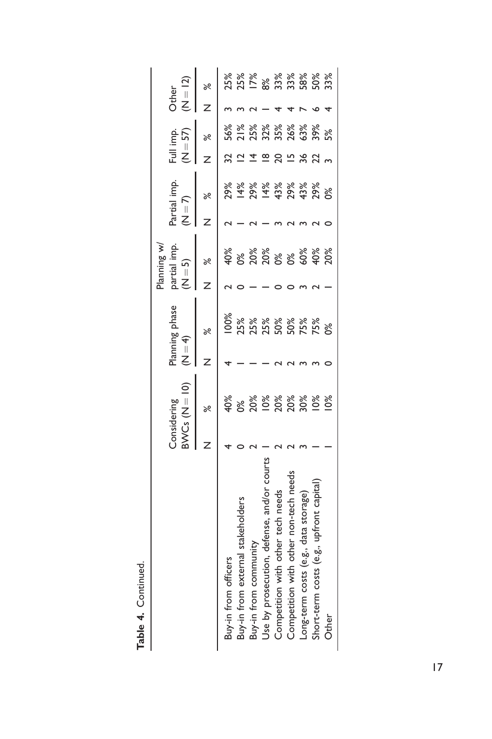**Table 4.** Continued.

| | Considering BWCs (N = 10) | | Planning phase (N = 4) | | Planning w/ partial imp. (N = 5) | | Partial imp. (N = 7) | | Full imp. (N = 57) | | Other (N = 12) | |
|---|---|---|---|---|---|---|---|---|---|---|---|---|
| | N | % | N | % | N | % | N | % | N | % | N | % |
| Buy-in from officers | 4 | 40% | 4 | 100% | 2 | 40% | 2 | 29% | 32 | 56% | 3 | 25% |
| Buy-in from external stakeholders | 0 | 0% | 1 | 25% | 0 | 0% | 1 | 14% | 12 | 21% | 3 | 25% |
| Buy-in from community | 2 | 20% | 1 | 25% | 1 | 20% | 2 | 29% | 14 | 25% | 2 | 17% |
| Use by prosecution, defense, and/or courts | 1 | 10% | 1 | 25% | 1 | 20% | 1 | 14% | 18 | 32% | 1 | 8% |
| Competition with other tech needs | 2 | 20% | 2 | 50% | 0 | 0% | 3 | 43% | 20 | 35% | 4 | 33% |
| Competition with other non-tech needs | 2 | 20% | 2 | 50% | 0 | 0% | 2 | 29% | 15 | 26% | 4 | 33% |
| Long-term costs (e.g., data storage) | 3 | 30% | 3 | 75% | 3 | 60% | 3 | 43% | 36 | 63% | 7 | 58% |
| Short-term costs (e.g., upfront capital) | 1 | 10% | 3 | 75% | 2 | 40% | 2 | 29% | 22 | 39% | 6 | 50% |
| Other | 1 | 10% | 0 | 0% | 1 | 20% | 0 | 0% | 3 | 5% | 4 | 33% |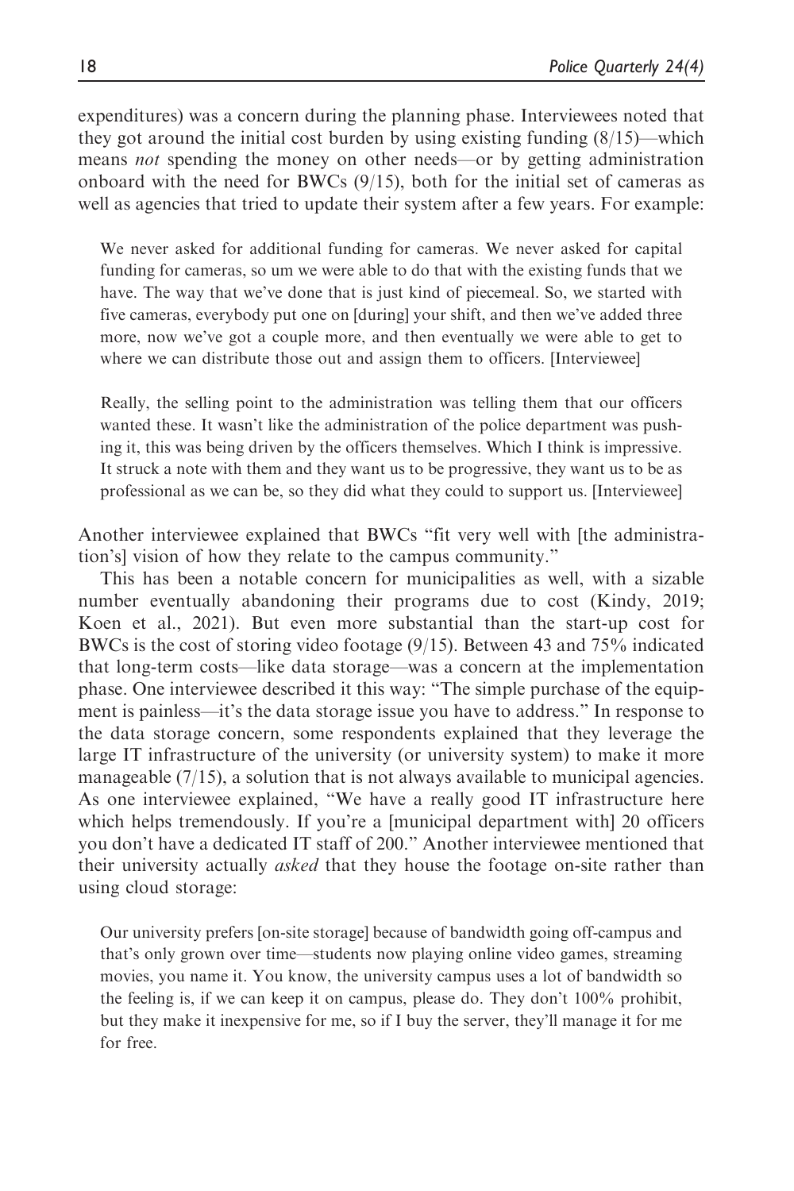expenditures) was a concern during the planning phase. Interviewees noted that they got around the initial cost burden by using existing funding (8/15)—which means *not* spending the money on other needs—or by getting administration onboard with the need for BWCs (9/15), both for the initial set of cameras as well as agencies that tried to update their system after a few years. For example:

> We never asked for additional funding for cameras. We never asked for capital funding for cameras, so um we were able to do that with the existing funds that we have. The way that we've done that is just kind of piecemeal. So, we started with five cameras, everybody put one on [during] your shift, and then we've added three more, now we've got a couple more, and then eventually we were able to get to where we can distribute those out and assign them to officers. [Interviewee]

> Really, the selling point to the administration was telling them that our officers wanted these. It wasn't like the administration of the police department was pushing it, this was being driven by the officers themselves. Which I think is impressive. It struck a note with them and they want us to be progressive, they want us to be as professional as we can be, so they did what they could to support us. [Interviewee]

Another interviewee explained that BWCs "fit very well with [the administration's] vision of how they relate to the campus community."

This has been a notable concern for municipalities as well, with a sizable number eventually abandoning their programs due to cost (Kindy, 2019; Koen et al., 2021). But even more substantial than the start-up cost for BWCs is the cost of storing video footage (9/15). Between 43 and 75% indicated that long-term costs—like data storage—was a concern at the implementation phase. One interviewee described it this way: "The simple purchase of the equipment is painless—it's the data storage issue you have to address." In response to the data storage concern, some respondents explained that they leverage the large IT infrastructure of the university (or university system) to make it more manageable (7/15), a solution that is not always available to municipal agencies. As one interviewee explained, "We have a really good IT infrastructure here which helps tremendously. If you're a [municipal department with] 20 officers you don't have a dedicated IT staff of 200." Another interviewee mentioned that their university actually *asked* that they house the footage on-site rather than using cloud storage:

> Our university prefers [on-site storage] because of bandwidth going off-campus and that's only grown over time—students now playing online video games, streaming movies, you name it. You know, the university campus uses a lot of bandwidth so the feeling is, if we can keep it on campus, please do. They don't 100% prohibit, but they make it inexpensive for me, so if I buy the server, they'll manage it for me for free.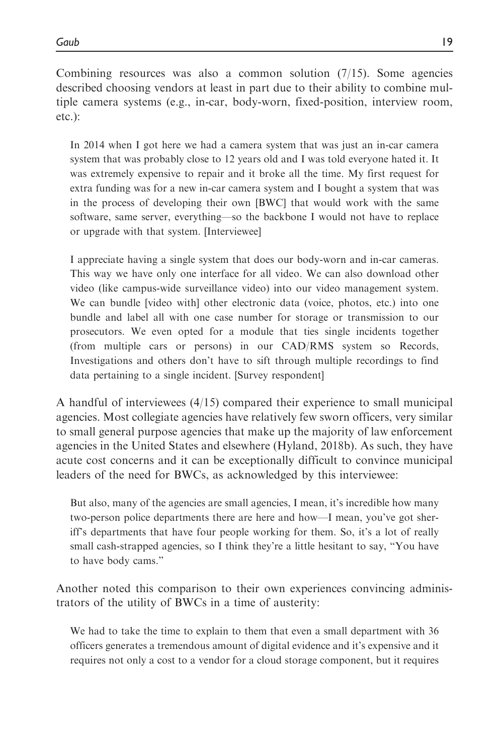Combining resources was also a common solution (7/15). Some agencies described choosing vendors at least in part due to their ability to combine multiple camera systems (e.g., in-car, body-worn, fixed-position, interview room, etc.):

> In 2014 when I got here we had a camera system that was just an in-car camera system that was probably close to 12 years old and I was told everyone hated it. It was extremely expensive to repair and it broke all the time. My first request for extra funding was for a new in-car camera system and I bought a system that was in the process of developing their own [BWC] that would work with the same software, same server, everything—so the backbone I would not have to replace or upgrade with that system. [Interviewee]

> I appreciate having a single system that does our body-worn and in-car cameras. This way we have only one interface for all video. We can also download other video (like campus-wide surveillance video) into our video management system. We can bundle [video with] other electronic data (voice, photos, etc.) into one bundle and label all with one case number for storage or transmission to our prosecutors. We even opted for a module that ties single incidents together (from multiple cars or persons) in our CAD/RMS system so Records, Investigations and others don't have to sift through multiple recordings to find data pertaining to a single incident. [Survey respondent]

A handful of interviewees (4/15) compared their experience to small municipal agencies. Most collegiate agencies have relatively few sworn officers, very similar to small general purpose agencies that make up the majority of law enforcement agencies in the United States and elsewhere (Hyland, 2018b). As such, they have acute cost concerns and it can be exceptionally difficult to convince municipal leaders of the need for BWCs, as acknowledged by this interviewee:

> But also, many of the agencies are small agencies, I mean, it's incredible how many two-person police departments there are here and how—I mean, you've got sheriff's departments that have four people working for them. So, it's a lot of really small cash-strapped agencies, so I think they're a little hesitant to say, "You have to have body cams."

Another noted this comparison to their own experiences convincing administrators of the utility of BWCs in a time of austerity:

> We had to take the time to explain to them that even a small department with 36 officers generates a tremendous amount of digital evidence and it's expensive and it requires not only a cost to a vendor for a cloud storage component, but it requires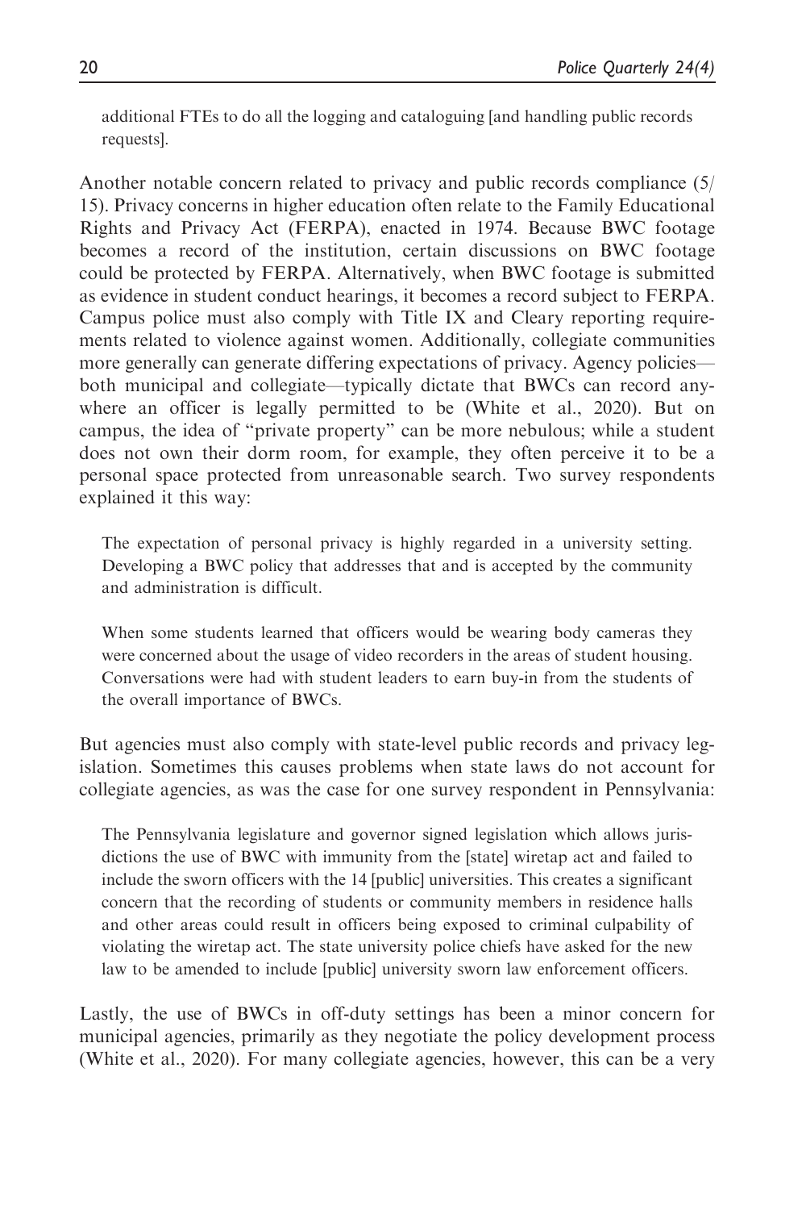> additional FTEs to do all the logging and cataloguing [and handling public records requests].

Another notable concern related to privacy and public records compliance (5/15). Privacy concerns in higher education often relate to the Family Educational Rights and Privacy Act (FERPA), enacted in 1974. Because BWC footage becomes a record of the institution, certain discussions on BWC footage could be protected by FERPA. Alternatively, when BWC footage is submitted as evidence in student conduct hearings, it becomes a record subject to FERPA. Campus police must also comply with Title IX and Cleary reporting requirements related to violence against women. Additionally, collegiate communities more generally can generate differing expectations of privacy. Agency policies—both municipal and collegiate—typically dictate that BWCs can record anywhere an officer is legally permitted to be (White et al., 2020). But on campus, the idea of "private property" can be more nebulous; while a student does not own their dorm room, for example, they often perceive it to be a personal space protected from unreasonable search. Two survey respondents explained it this way:

> The expectation of personal privacy is highly regarded in a university setting. Developing a BWC policy that addresses that and is accepted by the community and administration is difficult.

> When some students learned that officers would be wearing body cameras they were concerned about the usage of video recorders in the areas of student housing. Conversations were had with student leaders to earn buy-in from the students of the overall importance of BWCs.

But agencies must also comply with state-level public records and privacy legislation. Sometimes this causes problems when state laws do not account for collegiate agencies, as was the case for one survey respondent in Pennsylvania:

> The Pennsylvania legislature and governor signed legislation which allows jurisdictions the use of BWC with immunity from the [state] wiretap act and failed to include the sworn officers with the 14 [public] universities. This creates a significant concern that the recording of students or community members in residence halls and other areas could result in officers being exposed to criminal culpability of violating the wiretap act. The state university police chiefs have asked for the new law to be amended to include [public] university sworn law enforcement officers.

Lastly, the use of BWCs in off-duty settings has been a minor concern for municipal agencies, primarily as they negotiate the policy development process (White et al., 2020). For many collegiate agencies, however, this can be a very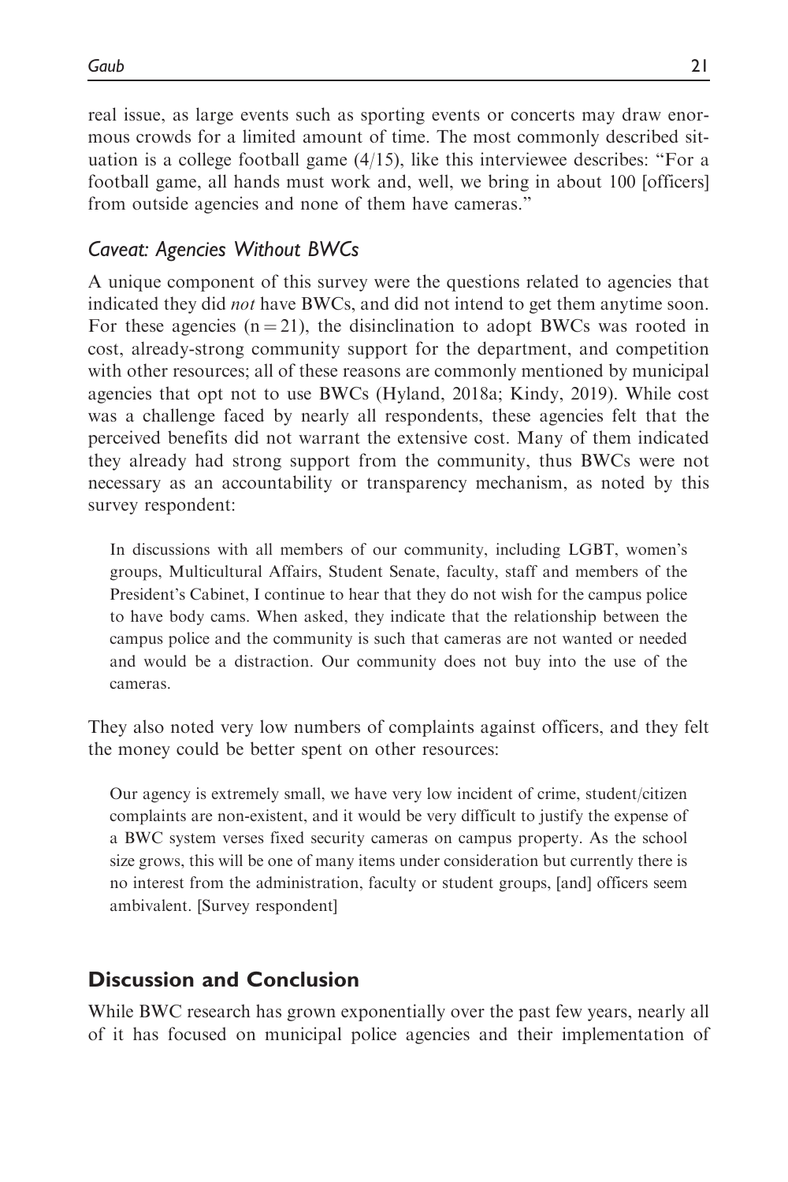real issue, as large events such as sporting events or concerts may draw enormous crowds for a limited amount of time. The most commonly described situation is a college football game (4/15), like this interviewee describes: "For a football game, all hands must work and, well, we bring in about 100 [officers] from outside agencies and none of them have cameras."

### *Caveat: Agencies Without BWCs*

A unique component of this survey were the questions related to agencies that indicated they did *not* have BWCs, and did not intend to get them anytime soon. For these agencies ($n = 21$), the disinclination to adopt BWCs was rooted in cost, already-strong community support for the department, and competition with other resources; all of these reasons are commonly mentioned by municipal agencies that opt not to use BWCs (Hyland, 2018a; Kindy, 2019). While cost was a challenge faced by nearly all respondents, these agencies felt that the perceived benefits did not warrant the extensive cost. Many of them indicated they already had strong support from the community, thus BWCs were not necessary as an accountability or transparency mechanism, as noted by this survey respondent:

> In discussions with all members of our community, including LGBT, women's groups, Multicultural Affairs, Student Senate, faculty, staff and members of the President's Cabinet, I continue to hear that they do not wish for the campus police to have body cams. When asked, they indicate that the relationship between the campus police and the community is such that cameras are not wanted or needed and would be a distraction. Our community does not buy into the use of the cameras.

They also noted very low numbers of complaints against officers, and they felt the money could be better spent on other resources:

> Our agency is extremely small, we have very low incident of crime, student/citizen complaints are non-existent, and it would be very difficult to justify the expense of a BWC system verses fixed security cameras on campus property. As the school size grows, this will be one of many items under consideration but currently there is no interest from the administration, faculty or student groups, [and] officers seem ambivalent. [Survey respondent]

## Discussion and Conclusion

While BWC research has grown exponentially over the past few years, nearly all of it has focused on municipal police agencies and their implementation of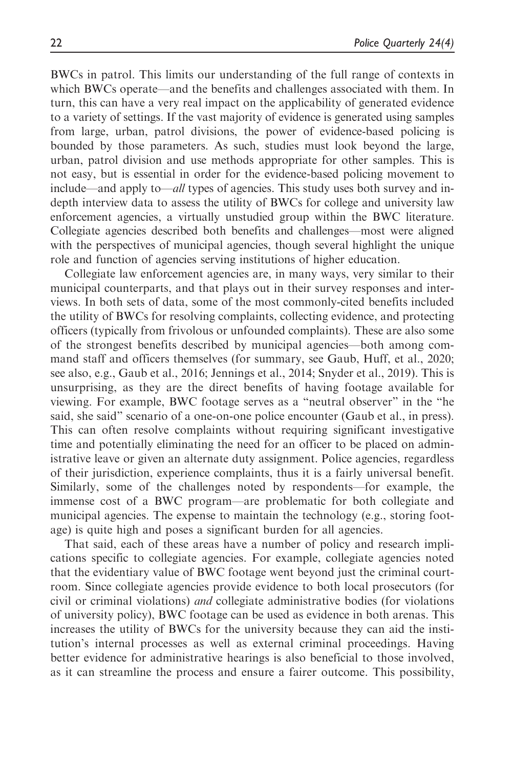BWCs in patrol. This limits our understanding of the full range of contexts in which BWCs operate—and the benefits and challenges associated with them. In turn, this can have a very real impact on the applicability of generated evidence to a variety of settings. If the vast majority of evidence is generated using samples from large, urban, patrol divisions, the power of evidence-based policing is bounded by those parameters. As such, studies must look beyond the large, urban, patrol division and use methods appropriate for other samples. This is not easy, but is essential in order for the evidence-based policing movement to include—and apply to—*all* types of agencies. This study uses both survey and in-depth interview data to assess the utility of BWCs for college and university law enforcement agencies, a virtually unstudied group within the BWC literature. Collegiate agencies described both benefits and challenges—most were aligned with the perspectives of municipal agencies, though several highlight the unique role and function of agencies serving institutions of higher education.

Collegiate law enforcement agencies are, in many ways, very similar to their municipal counterparts, and that plays out in their survey responses and interviews. In both sets of data, some of the most commonly-cited benefits included the utility of BWCs for resolving complaints, collecting evidence, and protecting officers (typically from frivolous or unfounded complaints). These are also some of the strongest benefits described by municipal agencies—both among command staff and officers themselves (for summary, see Gaub, Huff, et al., 2020; see also, e.g., Gaub et al., 2016; Jennings et al., 2014; Snyder et al., 2019). This is unsurprising, as they are the direct benefits of having footage available for viewing. For example, BWC footage serves as a "neutral observer" in the "he said, she said" scenario of a one-on-one police encounter (Gaub et al., in press). This can often resolve complaints without requiring significant investigative time and potentially eliminating the need for an officer to be placed on administrative leave or given an alternate duty assignment. Police agencies, regardless of their jurisdiction, experience complaints, thus it is a fairly universal benefit. Similarly, some of the challenges noted by respondents—for example, the immense cost of a BWC program—are problematic for both collegiate and municipal agencies. The expense to maintain the technology (e.g., storing footage) is quite high and poses a significant burden for all agencies.

That said, each of these areas have a number of policy and research implications specific to collegiate agencies. For example, collegiate agencies noted that the evidentiary value of BWC footage went beyond just the criminal courtroom. Since collegiate agencies provide evidence to both local prosecutors (for civil or criminal violations) *and* collegiate administrative bodies (for violations of university policy), BWC footage can be used as evidence in both arenas. This increases the utility of BWCs for the university because they can aid the institution's internal processes as well as external criminal proceedings. Having better evidence for administrative hearings is also beneficial to those involved, as it can streamline the process and ensure a fairer outcome. This possibility,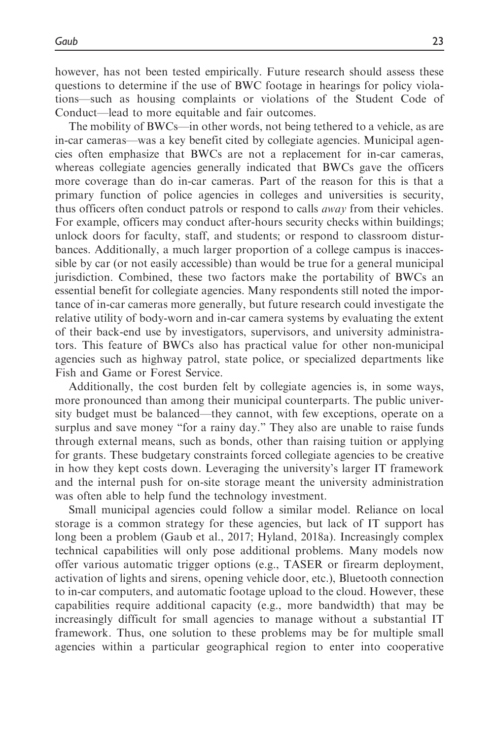however, has not been tested empirically. Future research should assess these questions to determine if the use of BWC footage in hearings for policy violations—such as housing complaints or violations of the Student Code of Conduct—lead to more equitable and fair outcomes.

The mobility of BWCs—in other words, not being tethered to a vehicle, as are in-car cameras—was a key benefit cited by collegiate agencies. Municipal agencies often emphasize that BWCs are not a replacement for in-car cameras, whereas collegiate agencies generally indicated that BWCs gave the officers more coverage than do in-car cameras. Part of the reason for this is that a primary function of police agencies in colleges and universities is security, thus officers often conduct patrols or respond to calls *away* from their vehicles. For example, officers may conduct after-hours security checks within buildings; unlock doors for faculty, staff, and students; or respond to classroom disturbances. Additionally, a much larger proportion of a college campus is inaccessible by car (or not easily accessible) than would be true for a general municipal jurisdiction. Combined, these two factors make the portability of BWCs an essential benefit for collegiate agencies. Many respondents still noted the importance of in-car cameras more generally, but future research could investigate the relative utility of body-worn and in-car camera systems by evaluating the extent of their back-end use by investigators, supervisors, and university administrators. This feature of BWCs also has practical value for other non-municipal agencies such as highway patrol, state police, or specialized departments like Fish and Game or Forest Service.

Additionally, the cost burden felt by collegiate agencies is, in some ways, more pronounced than among their municipal counterparts. The public university budget must be balanced—they cannot, with few exceptions, operate on a surplus and save money "for a rainy day." They also are unable to raise funds through external means, such as bonds, other than raising tuition or applying for grants. These budgetary constraints forced collegiate agencies to be creative in how they kept costs down. Leveraging the university's larger IT framework and the internal push for on-site storage meant the university administration was often able to help fund the technology investment.

Small municipal agencies could follow a similar model. Reliance on local storage is a common strategy for these agencies, but lack of IT support has long been a problem (Gaub et al., 2017; Hyland, 2018a). Increasingly complex technical capabilities will only pose additional problems. Many models now offer various automatic trigger options (e.g., TASER or firearm deployment, activation of lights and sirens, opening vehicle door, etc.), Bluetooth connection to in-car computers, and automatic footage upload to the cloud. However, these capabilities require additional capacity (e.g., more bandwidth) that may be increasingly difficult for small agencies to manage without a substantial IT framework. Thus, one solution to these problems may be for multiple small agencies within a particular geographical region to enter into cooperative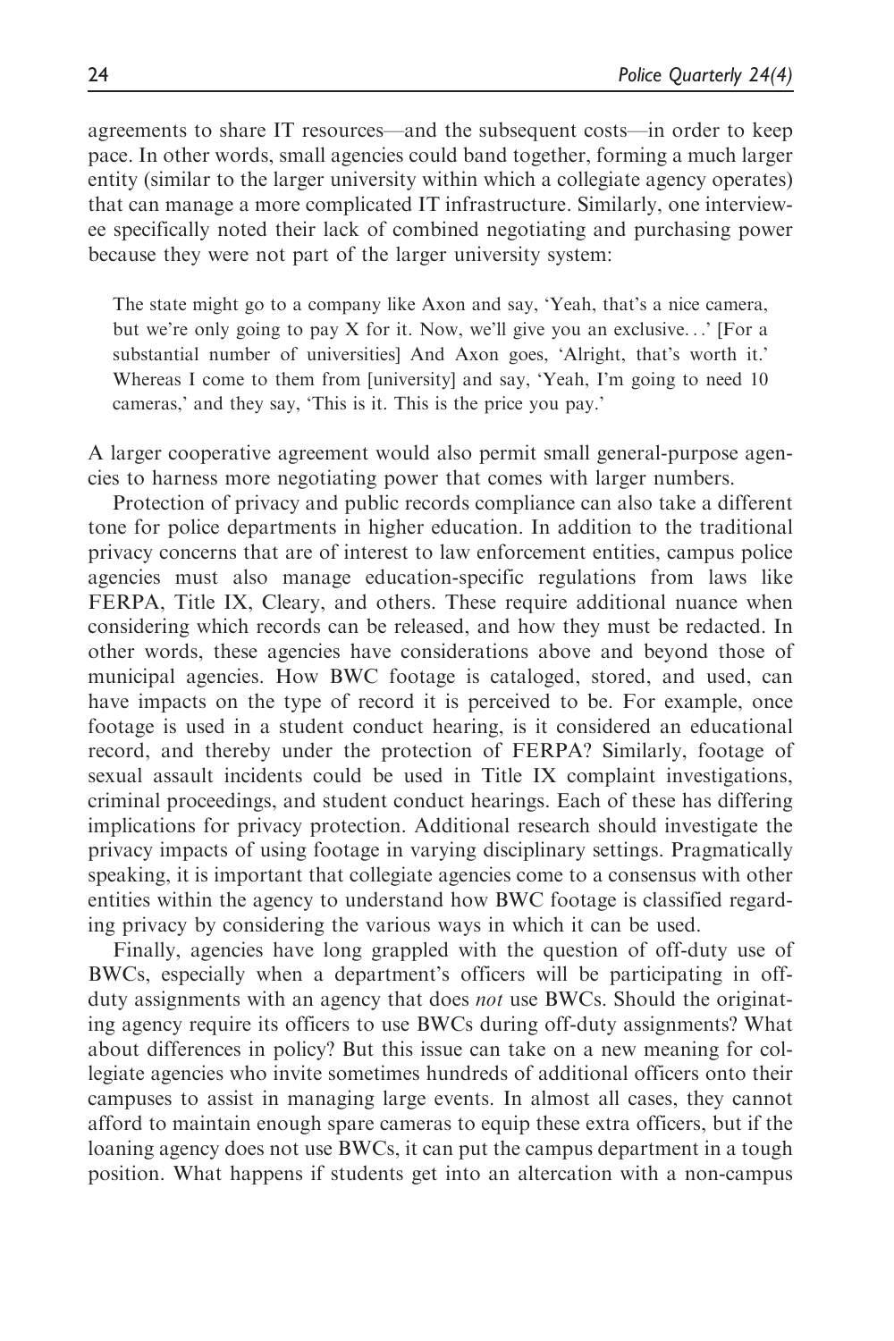agreements to share IT resources—and the subsequent costs—in order to keep pace. In other words, small agencies could band together, forming a much larger entity (similar to the larger university within which a collegiate agency operates) that can manage a more complicated IT infrastructure. Similarly, one interviewee specifically noted their lack of combined negotiating and purchasing power because they were not part of the larger university system:

> The state might go to a company like Axon and say, 'Yeah, that's a nice camera, but we're only going to pay X for it. Now, we'll give you an exclusive...' [For a substantial number of universities] And Axon goes, 'Alright, that's worth it.' Whereas I come to them from [university] and say, 'Yeah, I'm going to need 10 cameras,' and they say, 'This is it. This is the price you pay.'

A larger cooperative agreement would also permit small general-purpose agencies to harness more negotiating power that comes with larger numbers.

Protection of privacy and public records compliance can also take a different tone for police departments in higher education. In addition to the traditional privacy concerns that are of interest to law enforcement entities, campus police agencies must also manage education-specific regulations from laws like FERPA, Title IX, Cleary, and others. These require additional nuance when considering which records can be released, and how they must be redacted. In other words, these agencies have considerations above and beyond those of municipal agencies. How BWC footage is cataloged, stored, and used, can have impacts on the type of record it is perceived to be. For example, once footage is used in a student conduct hearing, is it considered an educational record, and thereby under the protection of FERPA? Similarly, footage of sexual assault incidents could be used in Title IX complaint investigations, criminal proceedings, and student conduct hearings. Each of these has differing implications for privacy protection. Additional research should investigate the privacy impacts of using footage in varying disciplinary settings. Pragmatically speaking, it is important that collegiate agencies come to a consensus with other entities within the agency to understand how BWC footage is classified regarding privacy by considering the various ways in which it can be used.

Finally, agencies have long grappled with the question of off-duty use of BWCs, especially when a department's officers will be participating in off-duty assignments with an agency that does *not* use BWCs. Should the originating agency require its officers to use BWCs during off-duty assignments? What about differences in policy? But this issue can take on a new meaning for collegiate agencies who invite sometimes hundreds of additional officers onto their campuses to assist in managing large events. In almost all cases, they cannot afford to maintain enough spare cameras to equip these extra officers, but if the loaning agency does not use BWCs, it can put the campus department in a tough position. What happens if students get into an altercation with a non-campus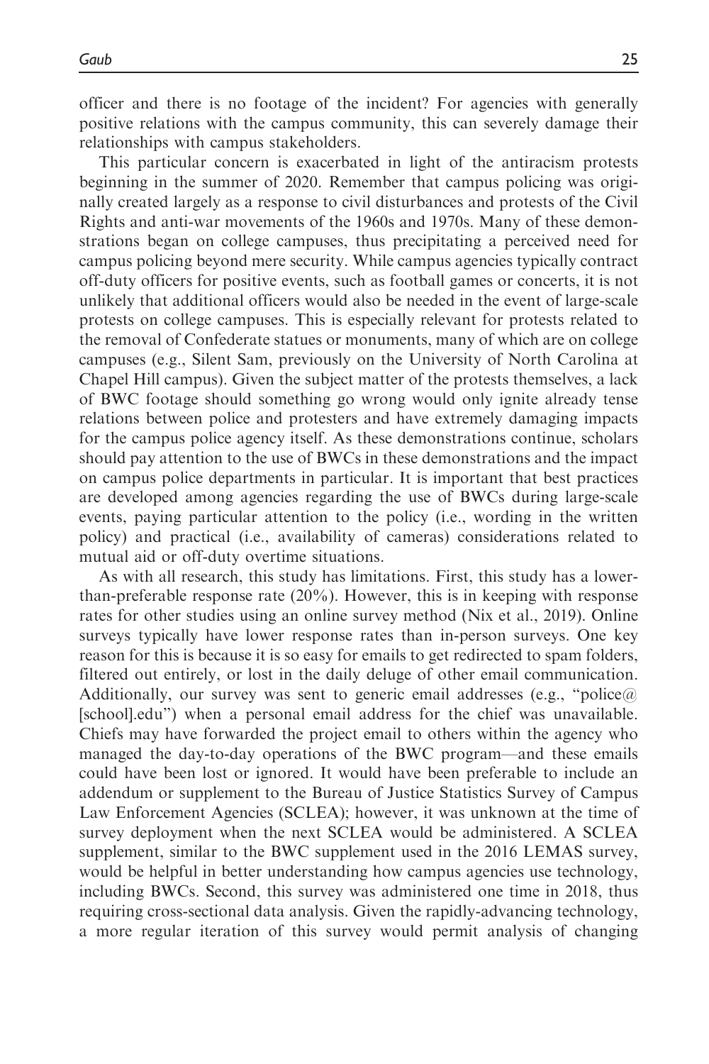officer and there is no footage of the incident? For agencies with generally positive relations with the campus community, this can severely damage their relationships with campus stakeholders.

This particular concern is exacerbated in light of the antiracism protests beginning in the summer of 2020. Remember that campus policing was originally created largely as a response to civil disturbances and protests of the Civil Rights and anti-war movements of the 1960s and 1970s. Many of these demonstrations began on college campuses, thus precipitating a perceived need for campus policing beyond mere security. While campus agencies typically contract off-duty officers for positive events, such as football games or concerts, it is not unlikely that additional officers would also be needed in the event of large-scale protests on college campuses. This is especially relevant for protests related to the removal of Confederate statues or monuments, many of which are on college campuses (e.g., Silent Sam, previously on the University of North Carolina at Chapel Hill campus). Given the subject matter of the protests themselves, a lack of BWC footage should something go wrong would only ignite already tense relations between police and protesters and have extremely damaging impacts for the campus police agency itself. As these demonstrations continue, scholars should pay attention to the use of BWCs in these demonstrations and the impact on campus police departments in particular. It is important that best practices are developed among agencies regarding the use of BWCs during large-scale events, paying particular attention to the policy (i.e., wording in the written policy) and practical (i.e., availability of cameras) considerations related to mutual aid or off-duty overtime situations.

As with all research, this study has limitations. First, this study has a lower-than-preferable response rate (20%). However, this is in keeping with response rates for other studies using an online survey method (Nix et al., 2019). Online surveys typically have lower response rates than in-person surveys. One key reason for this is because it is so easy for emails to get redirected to spam folders, filtered out entirely, or lost in the daily deluge of other email communication. Additionally, our survey was sent to generic email addresses (e.g., "police@[school].edu") when a personal email address for the chief was unavailable. Chiefs may have forwarded the project email to others within the agency who managed the day-to-day operations of the BWC program—and these emails could have been lost or ignored. It would have been preferable to include an addendum or supplement to the Bureau of Justice Statistics Survey of Campus Law Enforcement Agencies (SCLEA); however, it was unknown at the time of survey deployment when the next SCLEA would be administered. A SCLEA supplement, similar to the BWC supplement used in the 2016 LEMAS survey, would be helpful in better understanding how campus agencies use technology, including BWCs. Second, this survey was administered one time in 2018, thus requiring cross-sectional data analysis. Given the rapidly-advancing technology, a more regular iteration of this survey would permit analysis of changing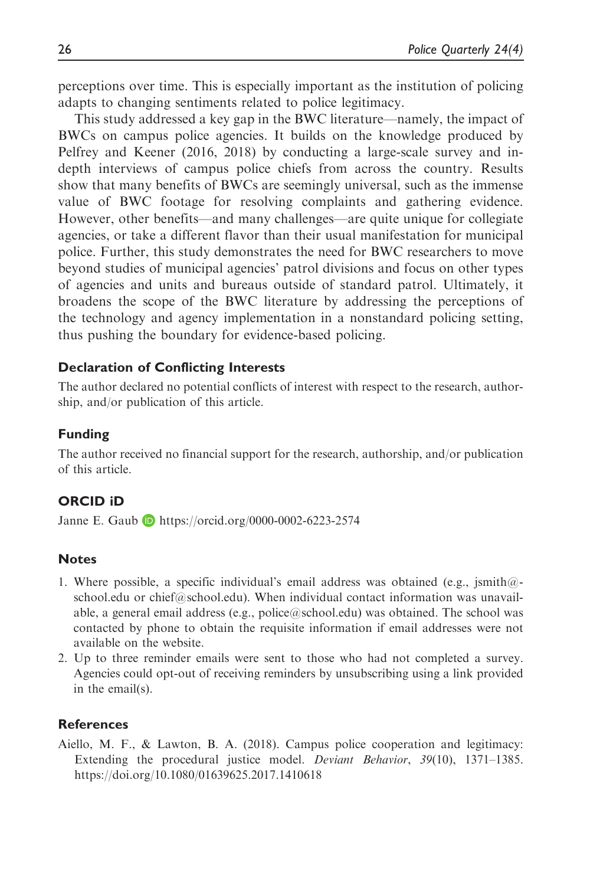perceptions over time. This is especially important as the institution of policing adapts to changing sentiments related to police legitimacy.

This study addressed a key gap in the BWC literature—namely, the impact of BWCs on campus police agencies. It builds on the knowledge produced by Pelfrey and Keener (2016, 2018) by conducting a large-scale survey and in-depth interviews of campus police chiefs from across the country. Results show that many benefits of BWCs are seemingly universal, such as the immense value of BWC footage for resolving complaints and gathering evidence. However, other benefits—and many challenges—are quite unique for collegiate agencies, or take a different flavor than their usual manifestation for municipal police. Further, this study demonstrates the need for BWC researchers to move beyond studies of municipal agencies' patrol divisions and focus on other types of agencies and units and bureaus outside of standard patrol. Ultimately, it broadens the scope of the BWC literature by addressing the perceptions of the technology and agency implementation in a nonstandard policing setting, thus pushing the boundary for evidence-based policing.

## Declaration of Conflicting Interests

The author declared no potential conflicts of interest with respect to the research, authorship, and/or publication of this article.

## Funding

The author received no financial support for the research, authorship, and/or publication of this article.

## ORCID iD

Janne E. Gaub https://orcid.org/0000-0002-6223-2574

## Notes

1. Where possible, a specific individual's email address was obtained (e.g., jsmith@school.edu or chief@school.edu). When individual contact information was unavailable, a general email address (e.g., police@school.edu) was obtained. The school was contacted by phone to obtain the requisite information if email addresses were not available on the website.
2. Up to three reminder emails were sent to those who had not completed a survey. Agencies could opt-out of receiving reminders by unsubscribing using a link provided in the email(s).

## References

Aiello, M. F., & Lawton, B. A. (2018). Campus police cooperation and legitimacy: Extending the procedural justice model. *Deviant Behavior*, *39*(10), 1371–1385. https://doi.org/10.1080/01639625.2017.1410618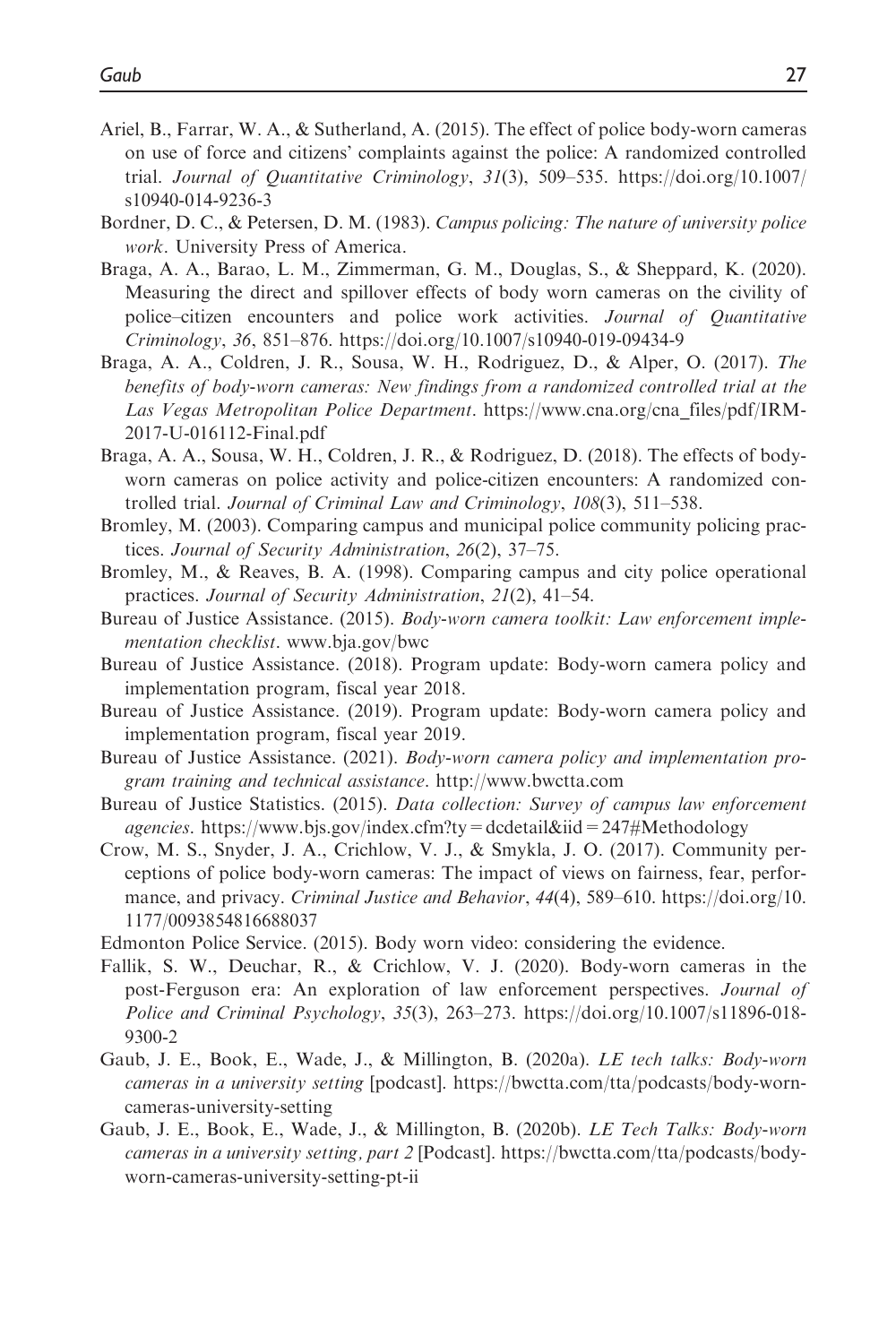Ariel, B., Farrar, W. A., & Sutherland, A. (2015). The effect of police body-worn cameras on use of force and citizens' complaints against the police: A randomized controlled trial. *Journal of Quantitative Criminology*, *31*(3), 509–535. https://doi.org/10.1007/s10940-014-9236-3

Bordner, D. C., & Petersen, D. M. (1983). *Campus policing: The nature of university police work*. University Press of America.

Braga, A. A., Barao, L. M., Zimmerman, G. M., Douglas, S., & Sheppard, K. (2020). Measuring the direct and spillover effects of body worn cameras on the civility of police–citizen encounters and police work activities. *Journal of Quantitative Criminology*, *36*, 851–876. https://doi.org/10.1007/s10940-019-09434-9

Braga, A. A., Coldren, J. R., Sousa, W. H., Rodriguez, D., & Alper, O. (2017). *The benefits of body-worn cameras: New findings from a randomized controlled trial at the Las Vegas Metropolitan Police Department*. https://www.cna.org/cna_files/pdf/IRM-2017-U-016112-Final.pdf

Braga, A. A., Sousa, W. H., Coldren, J. R., & Rodriguez, D. (2018). The effects of body-worn cameras on police activity and police-citizen encounters: A randomized controlled trial. *Journal of Criminal Law and Criminology*, *108*(3), 511–538.

Bromley, M. (2003). Comparing campus and municipal police community policing practices. *Journal of Security Administration*, *26*(2), 37–75.

Bromley, M., & Reaves, B. A. (1998). Comparing campus and city police operational practices. *Journal of Security Administration*, *21*(2), 41–54.

Bureau of Justice Assistance. (2015). *Body-worn camera toolkit: Law enforcement implementation checklist*. www.bja.gov/bwc

Bureau of Justice Assistance. (2018). Program update: Body-worn camera policy and implementation program, fiscal year 2018.

Bureau of Justice Assistance. (2019). Program update: Body-worn camera policy and implementation program, fiscal year 2019.

Bureau of Justice Assistance. (2021). *Body-worn camera policy and implementation program training and technical assistance*. http://www.bwctta.com

Bureau of Justice Statistics. (2015). *Data collection: Survey of campus law enforcement agencies*. https://www.bjs.gov/index.cfm?ty = dcdetail&iid = 247#Methodology

Crow, M. S., Snyder, J. A., Crichlow, V. J., & Smykla, J. O. (2017). Community perceptions of police body-worn cameras: The impact of views on fairness, fear, performance, and privacy. *Criminal Justice and Behavior*, *44*(4), 589–610. https://doi.org/10.1177/0093854816688037

Edmonton Police Service. (2015). Body worn video: considering the evidence.

Fallik, S. W., Deuchar, R., & Crichlow, V. J. (2020). Body-worn cameras in the post-Ferguson era: An exploration of law enforcement perspectives. *Journal of Police and Criminal Psychology*, *35*(3), 263–273. https://doi.org/10.1007/s11896-018-9300-2

Gaub, J. E., Book, E., Wade, J., & Millington, B. (2020a). *LE tech talks: Body-worn cameras in a university setting* [podcast]. https://bwctta.com/tta/podcasts/body-worn-cameras-university-setting

Gaub, J. E., Book, E., Wade, J., & Millington, B. (2020b). *LE Tech Talks: Body-worn cameras in a university setting, part 2* [Podcast]. https://bwctta.com/tta/podcasts/body-worn-cameras-university-setting-pt-ii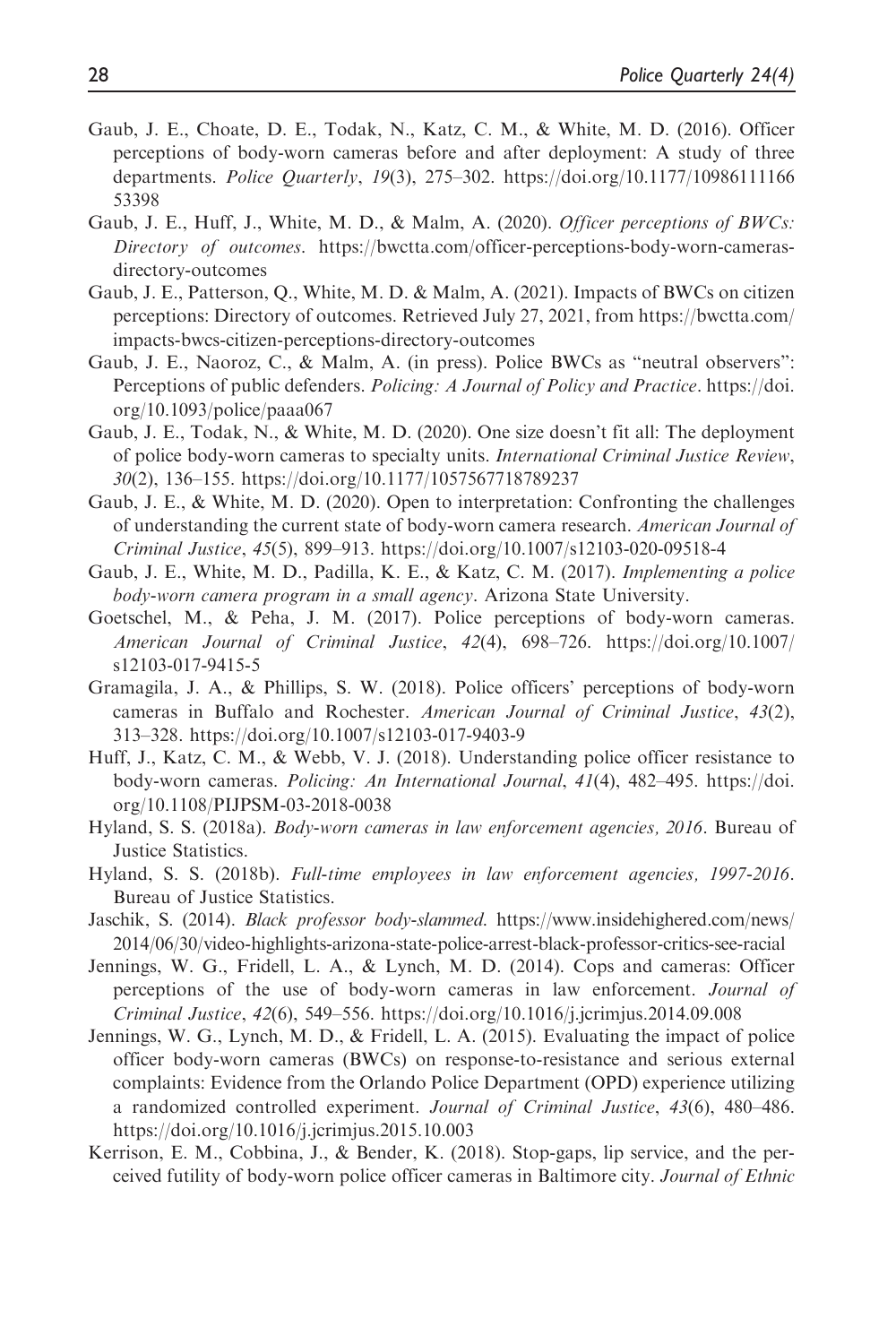Gaub, J. E., Choate, D. E., Todak, N., Katz, C. M., & White, M. D. (2016). Officer perceptions of body-worn cameras before and after deployment: A study of three departments. *Police Quarterly*, *19*(3), 275–302. https://doi.org/10.1177/1098611116653398

Gaub, J. E., Huff, J., White, M. D., & Malm, A. (2020). *Officer perceptions of BWCs: Directory of outcomes*. https://bwctta.com/officer-perceptions-body-worn-cameras-directory-outcomes

Gaub, J. E., Patterson, Q., White, M. D. & Malm, A. (2021). Impacts of BWCs on citizen perceptions: Directory of outcomes. Retrieved July 27, 2021, from https://bwctta.com/impacts-bwcs-citizen-perceptions-directory-outcomes

Gaub, J. E., Naoroz, C., & Malm, A. (in press). Police BWCs as "neutral observers": Perceptions of public defenders. *Policing: A Journal of Policy and Practice*. https://doi.org/10.1093/police/paaa067

Gaub, J. E., Todak, N., & White, M. D. (2020). One size doesn't fit all: The deployment of police body-worn cameras to specialty units. *International Criminal Justice Review*, *30*(2), 136–155. https://doi.org/10.1177/1057567718789237

Gaub, J. E., & White, M. D. (2020). Open to interpretation: Confronting the challenges of understanding the current state of body-worn camera research. *American Journal of Criminal Justice*, *45*(5), 899–913. https://doi.org/10.1007/s12103-020-09518-4

Gaub, J. E., White, M. D., Padilla, K. E., & Katz, C. M. (2017). *Implementing a police body-worn camera program in a small agency*. Arizona State University.

Goetschel, M., & Peha, J. M. (2017). Police perceptions of body-worn cameras. *American Journal of Criminal Justice*, *42*(4), 698–726. https://doi.org/10.1007/s12103-017-9415-5

Gramagila, J. A., & Phillips, S. W. (2018). Police officers' perceptions of body-worn cameras in Buffalo and Rochester. *American Journal of Criminal Justice*, *43*(2), 313–328. https://doi.org/10.1007/s12103-017-9403-9

Huff, J., Katz, C. M., & Webb, V. J. (2018). Understanding police officer resistance to body-worn cameras. *Policing: An International Journal*, *41*(4), 482–495. https://doi.org/10.1108/PIJPSM-03-2018-0038

Hyland, S. S. (2018a). *Body-worn cameras in law enforcement agencies, 2016*. Bureau of Justice Statistics.

Hyland, S. S. (2018b). *Full-time employees in law enforcement agencies, 1997-2016*. Bureau of Justice Statistics.

Jaschik, S. (2014). *Black professor body-slammed*. https://www.insidehighered.com/news/2014/06/30/video-highlights-arizona-state-police-arrest-black-professor-critics-see-racial

Jennings, W. G., Fridell, L. A., & Lynch, M. D. (2014). Cops and cameras: Officer perceptions of the use of body-worn cameras in law enforcement. *Journal of Criminal Justice*, *42*(6), 549–556. https://doi.org/10.1016/j.jcrimjus.2014.09.008

Jennings, W. G., Lynch, M. D., & Fridell, L. A. (2015). Evaluating the impact of police officer body-worn cameras (BWCs) on response-to-resistance and serious external complaints: Evidence from the Orlando Police Department (OPD) experience utilizing a randomized controlled experiment. *Journal of Criminal Justice*, *43*(6), 480–486. https://doi.org/10.1016/j.jcrimjus.2015.10.003

Kerrison, E. M., Cobbina, J., & Bender, K. (2018). Stop-gaps, lip service, and the perceived futility of body-worn police officer cameras in Baltimore city. *Journal of Ethnic*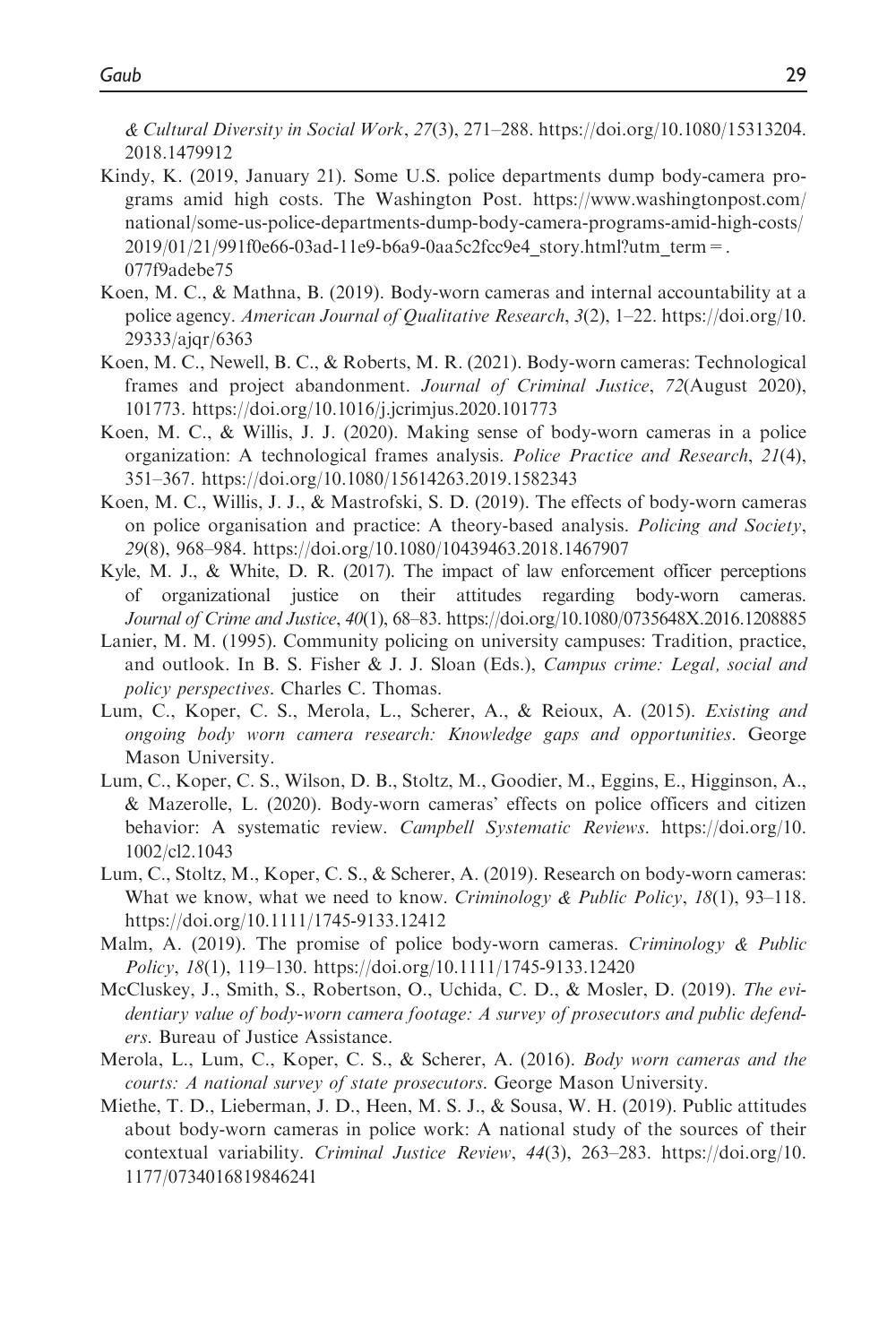*& Cultural Diversity in Social Work*, *27*(3), 271–288. https://doi.org/10.1080/15313204.2018.1479912

Kindy, K. (2019, January 21). Some U.S. police departments dump body-camera programs amid high costs. The Washington Post. https://www.washingtonpost.com/national/some-us-police-departments-dump-body-camera-programs-amid-high-costs/2019/01/21/991f0e66-03ad-11e9-b6a9-0aa5c2fcc9e4_story.html?utm_term=.077f9adebe75

Koen, M. C., & Mathna, B. (2019). Body-worn cameras and internal accountability at a police agency. *American Journal of Qualitative Research*, *3*(2), 1–22. https://doi.org/10.29333/ajqr/6363

Koen, M. C., Newell, B. C., & Roberts, M. R. (2021). Body-worn cameras: Technological frames and project abandonment. *Journal of Criminal Justice*, *72*(August 2020), 101773. https://doi.org/10.1016/j.jcrimjus.2020.101773

Koen, M. C., & Willis, J. J. (2020). Making sense of body-worn cameras in a police organization: A technological frames analysis. *Police Practice and Research*, *21*(4), 351–367. https://doi.org/10.1080/15614263.2019.1582343

Koen, M. C., Willis, J. J., & Mastrofski, S. D. (2019). The effects of body-worn cameras on police organisation and practice: A theory-based analysis. *Policing and Society*, *29*(8), 968–984. https://doi.org/10.1080/10439463.2018.1467907

Kyle, M. J., & White, D. R. (2017). The impact of law enforcement officer perceptions of organizational justice on their attitudes regarding body-worn cameras. *Journal of Crime and Justice*, *40*(1), 68–83. https://doi.org/10.1080/0735648X.2016.1208885

Lanier, M. M. (1995). Community policing on university campuses: Tradition, practice, and outlook. In B. S. Fisher & J. J. Sloan (Eds.), *Campus crime: Legal, social and policy perspectives*. Charles C. Thomas.

Lum, C., Koper, C. S., Merola, L., Scherer, A., & Reioux, A. (2015). *Existing and ongoing body worn camera research: Knowledge gaps and opportunities*. George Mason University.

Lum, C., Koper, C. S., Wilson, D. B., Stoltz, M., Goodier, M., Eggins, E., Higginson, A., & Mazerolle, L. (2020). Body-worn cameras' effects on police officers and citizen behavior: A systematic review. *Campbell Systematic Reviews*. https://doi.org/10.1002/cl2.1043

Lum, C., Stoltz, M., Koper, C. S., & Scherer, A. (2019). Research on body-worn cameras: What we know, what we need to know. *Criminology & Public Policy*, *18*(1), 93–118. https://doi.org/10.1111/1745-9133.12412

Malm, A. (2019). The promise of police body-worn cameras. *Criminology & Public Policy*, *18*(1), 119–130. https://doi.org/10.1111/1745-9133.12420

McCluskey, J., Smith, S., Robertson, O., Uchida, C. D., & Mosler, D. (2019). *The evidentiary value of body-worn camera footage: A survey of prosecutors and public defenders*. Bureau of Justice Assistance.

Merola, L., Lum, C., Koper, C. S., & Scherer, A. (2016). *Body worn cameras and the courts: A national survey of state prosecutors*. George Mason University.

Miethe, T. D., Lieberman, J. D., Heen, M. S. J., & Sousa, W. H. (2019). Public attitudes about body-worn cameras in police work: A national study of the sources of their contextual variability. *Criminal Justice Review*, *44*(3), 263–283. https://doi.org/10.1177/0734016819846241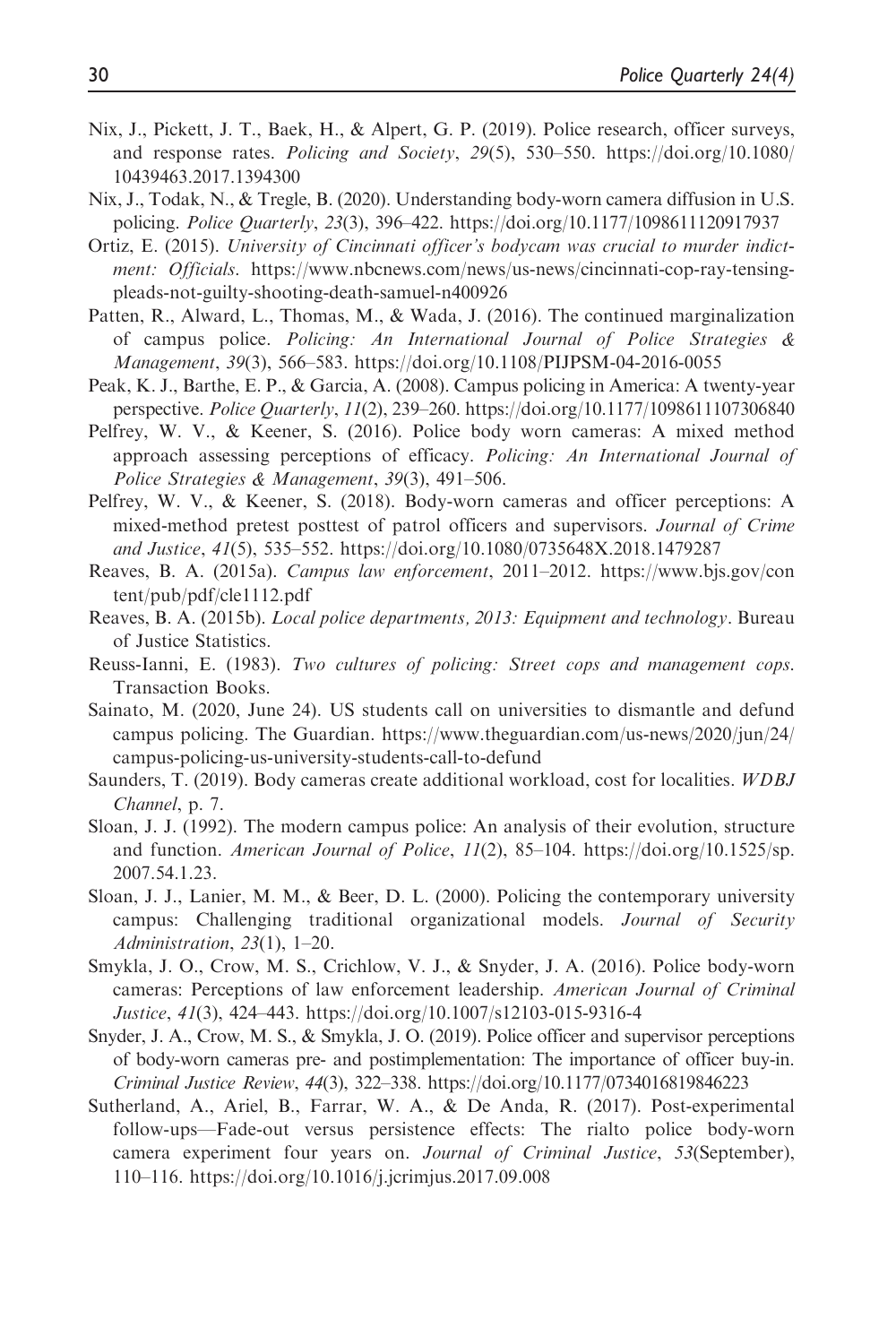Nix, J., Pickett, J. T., Baek, H., & Alpert, G. P. (2019). Police research, officer surveys, and response rates. *Policing and Society*, *29*(5), 530–550. https://doi.org/10.1080/10439463.2017.1394300

Nix, J., Todak, N., & Tregle, B. (2020). Understanding body-worn camera diffusion in U.S. policing. *Police Quarterly*, *23*(3), 396–422. https://doi.org/10.1177/1098611120917937

Ortiz, E. (2015). *University of Cincinnati officer's bodycam was crucial to murder indictment: Officials*. https://www.nbcnews.com/news/us-news/cincinnati-cop-ray-tensing-pleads-not-guilty-shooting-death-samuel-n400926

Patten, R., Alward, L., Thomas, M., & Wada, J. (2016). The continued marginalization of campus police. *Policing: An International Journal of Police Strategies & Management*, *39*(3), 566–583. https://doi.org/10.1108/PIJPSM-04-2016-0055

Peak, K. J., Barthe, E. P., & Garcia, A. (2008). Campus policing in America: A twenty-year perspective. *Police Quarterly*, *11*(2), 239–260. https://doi.org/10.1177/1098611107306840

Pelfrey, W. V., & Keener, S. (2016). Police body worn cameras: A mixed method approach assessing perceptions of efficacy. *Policing: An International Journal of Police Strategies & Management*, *39*(3), 491–506.

Pelfrey, W. V., & Keener, S. (2018). Body-worn cameras and officer perceptions: A mixed-method pretest posttest of patrol officers and supervisors. *Journal of Crime and Justice*, *41*(5), 535–552. https://doi.org/10.1080/0735648X.2018.1479287

Reaves, B. A. (2015a). *Campus law enforcement*, 2011–2012. https://www.bjs.gov/content/pub/pdf/cle1112.pdf

Reaves, B. A. (2015b). *Local police departments, 2013: Equipment and technology*. Bureau of Justice Statistics.

Reuss-Ianni, E. (1983). *Two cultures of policing: Street cops and management cops*. Transaction Books.

Sainato, M. (2020, June 24). US students call on universities to dismantle and defund campus policing. The Guardian. https://www.theguardian.com/us-news/2020/jun/24/campus-policing-us-university-students-call-to-defund

Saunders, T. (2019). Body cameras create additional workload, cost for localities. *WDBJ Channel*, p. 7.

Sloan, J. J. (1992). The modern campus police: An analysis of their evolution, structure and function. *American Journal of Police*, *11*(2), 85–104. https://doi.org/10.1525/sp.2007.54.1.23.

Sloan, J. J., Lanier, M. M., & Beer, D. L. (2000). Policing the contemporary university campus: Challenging traditional organizational models. *Journal of Security Administration*, *23*(1), 1–20.

Smykla, J. O., Crow, M. S., Crichlow, V. J., & Snyder, J. A. (2016). Police body-worn cameras: Perceptions of law enforcement leadership. *American Journal of Criminal Justice*, *41*(3), 424–443. https://doi.org/10.1007/s12103-015-9316-4

Snyder, J. A., Crow, M. S., & Smykla, J. O. (2019). Police officer and supervisor perceptions of body-worn cameras pre- and postimplementation: The importance of officer buy-in. *Criminal Justice Review*, *44*(3), 322–338. https://doi.org/10.1177/0734016819846223

Sutherland, A., Ariel, B., Farrar, W. A., & De Anda, R. (2017). Post-experimental follow-ups—Fade-out versus persistence effects: The rialto police body-worn camera experiment four years on. *Journal of Criminal Justice*, *53*(September), 110–116. https://doi.org/10.1016/j.jcrimjus.2017.09.008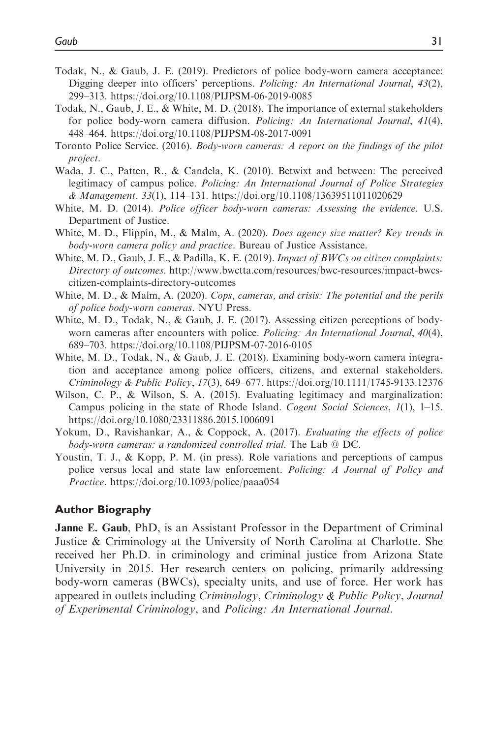Todak, N., & Gaub, J. E. (2019). Predictors of police body-worn camera acceptance: Digging deeper into officers' perceptions. *Policing: An International Journal*, *43*(2), 299–313. https://doi.org/10.1108/PIJPSM-06-2019-0085

Todak, N., Gaub, J. E., & White, M. D. (2018). The importance of external stakeholders for police body-worn camera diffusion. *Policing: An International Journal*, *41*(4), 448–464. https://doi.org/10.1108/PIJPSM-08-2017-0091

Toronto Police Service. (2016). *Body-worn cameras: A report on the findings of the pilot project*.

Wada, J. C., Patten, R., & Candela, K. (2010). Betwixt and between: The perceived legitimacy of campus police. *Policing: An International Journal of Police Strategies & Management*, *33*(1), 114–131. https://doi.org/10.1108/13639511011020629

White, M. D. (2014). *Police officer body-worn cameras: Assessing the evidence*. U.S. Department of Justice.

White, M. D., Flippin, M., & Malm, A. (2020). *Does agency size matter? Key trends in body-worn camera policy and practice*. Bureau of Justice Assistance.

White, M. D., Gaub, J. E., & Padilla, K. E. (2019). *Impact of BWCs on citizen complaints: Directory of outcomes*. http://www.bwctta.com/resources/bwc-resources/impact-bwcs-citizen-complaints-directory-outcomes

White, M. D., & Malm, A. (2020). *Cops, cameras, and crisis: The potential and the perils of police body-worn cameras*. NYU Press.

White, M. D., Todak, N., & Gaub, J. E. (2017). Assessing citizen perceptions of body-worn cameras after encounters with police. *Policing: An International Journal*, *40*(4), 689–703. https://doi.org/10.1108/PIJPSM-07-2016-0105

White, M. D., Todak, N., & Gaub, J. E. (2018). Examining body-worn camera integration and acceptance among police officers, citizens, and external stakeholders. *Criminology & Public Policy*, *17*(3), 649–677. https://doi.org/10.1111/1745-9133.12376

Wilson, C. P., & Wilson, S. A. (2015). Evaluating legitimacy and marginalization: Campus policing in the state of Rhode Island. *Cogent Social Sciences*, *1*(1), 1–15. https://doi.org/10.1080/23311886.2015.1006091

Yokum, D., Ravishankar, A., & Coppock, A. (2017). *Evaluating the effects of police body-worn cameras: a randomized controlled trial*. The Lab @ DC.

Youstin, T. J., & Kopp, P. M. (in press). Role variations and perceptions of campus police versus local and state law enforcement. *Policing: A Journal of Policy and Practice*. https://doi.org/10.1093/police/paaa054

## Author Biography

**Janne E. Gaub**, PhD, is an Assistant Professor in the Department of Criminal Justice & Criminology at the University of North Carolina at Charlotte. She received her Ph.D. in criminology and criminal justice from Arizona State University in 2015. Her research centers on policing, primarily addressing body-worn cameras (BWCs), specialty units, and use of force. Her work has appeared in outlets including *Criminology*, *Criminology & Public Policy*, *Journal of Experimental Criminology*, and *Policing: An International Journal*.